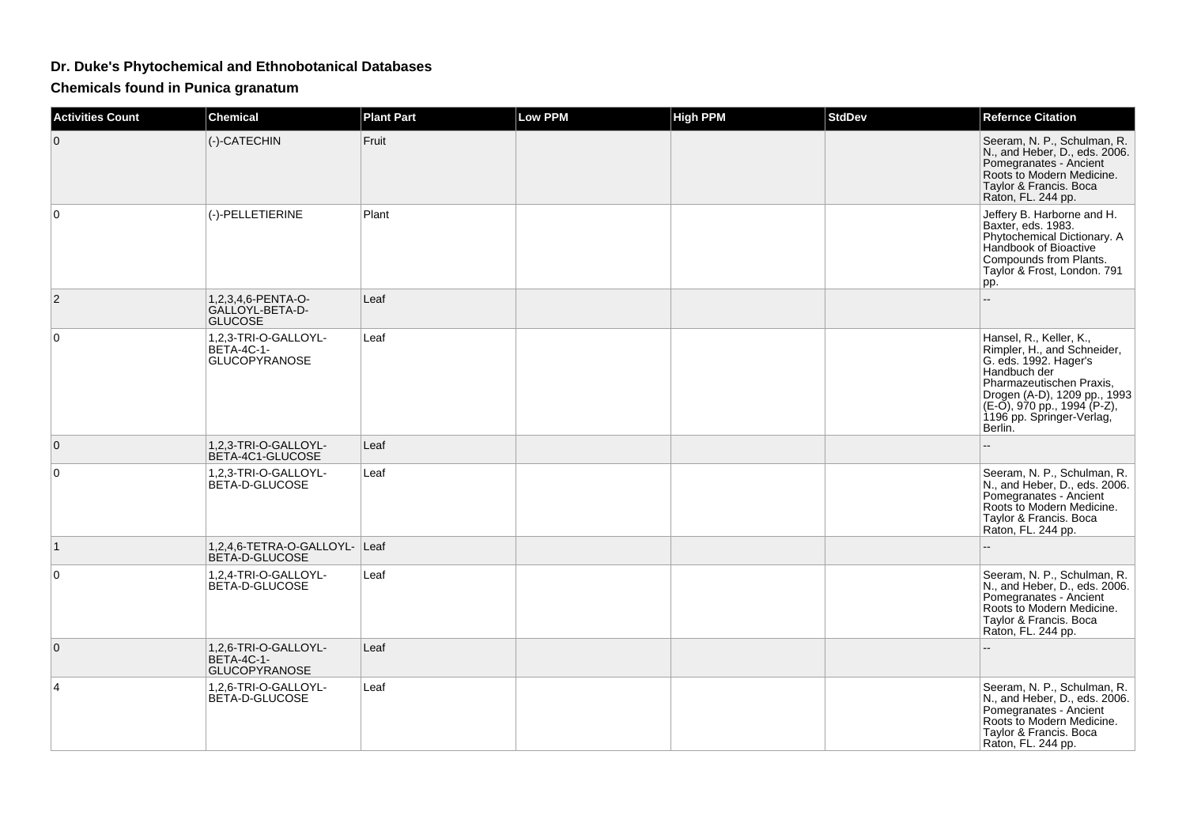# Dr. Duke's Phytochemical and Ethnobotanical Databases

## Chemicals found in Punica granatum

| Activities Count | Chemical | Plant Part | Low PPM | High PPM | StdDev | Refernce Citation |
|---|---|---|---|---|---|---|
| 0 | (-)-CATECHIN | Fruit | | | | Seeram, N. P., Schulman, R. N., and Heber, D., eds. 2006. Pomegranates - Ancient Roots to Modern Medicine. Taylor & Francis. Boca Raton, FL. 244 pp. |
| 0 | (-)-PELLETIERINE | Plant | | | | Jeffery B. Harborne and H. Baxter, eds. 1983. Phytochemical Dictionary. A Handbook of Bioactive Compounds from Plants. Taylor & Frost, London. 791 pp. |
| 2 | 1,2,3,4,6-PENTA-O-GALLOYL-BETA-D-GLUCOSE | Leaf | | | | -- |
| 0 | 1,2,3-TRI-O-GALLOYL-BETA-4C-1-GLUCOPYRANOSE | Leaf | | | | Hansel, R., Keller, K., Rimpler, H., and Schneider, G. eds. 1992. Hager's Handbuch der Pharmazeutischen Praxis, Drogen (A-D), 1209 pp., 1993 (E-O), 970 pp., 1994 (P-Z), 1196 pp. Springer-Verlag, Berlin. |
| 0 | 1,2,3-TRI-O-GALLOYL-BETA-4C1-GLUCOSE | Leaf | | | | -- |
| 0 | 1,2,3-TRI-O-GALLOYL-BETA-D-GLUCOSE | Leaf | | | | Seeram, N. P., Schulman, R. N., and Heber, D., eds. 2006. Pomegranates - Ancient Roots to Modern Medicine. Taylor & Francis. Boca Raton, FL. 244 pp. |
| 1 | 1,2,4,6-TETRA-O-GALLOYL-BETA-D-GLUCOSE | Leaf | | | | -- |
| 0 | 1,2,4-TRI-O-GALLOYL-BETA-D-GLUCOSE | Leaf | | | | Seeram, N. P., Schulman, R. N., and Heber, D., eds. 2006. Pomegranates - Ancient Roots to Modern Medicine. Taylor & Francis. Boca Raton, FL. 244 pp. |
| 0 | 1,2,6-TRI-O-GALLOYL-BETA-4C-1-GLUCOPYRANOSE | Leaf | | | | -- |
| 4 | 1,2,6-TRI-O-GALLOYL-BETA-D-GLUCOSE | Leaf | | | | Seeram, N. P., Schulman, R. N., and Heber, D., eds. 2006. Pomegranates - Ancient Roots to Modern Medicine. Taylor & Francis. Boca Raton, FL. 244 pp. |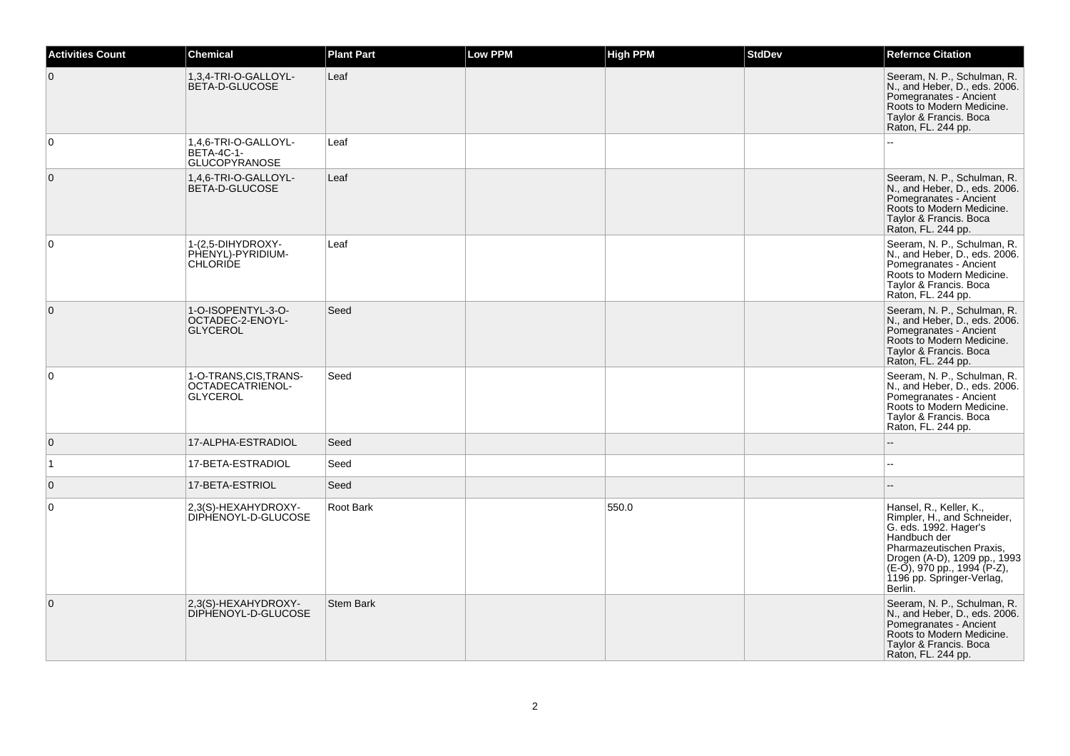| Activities Count | Chemical | Plant Part | Low PPM | High PPM | StdDev | Refernce Citation |
|---|---|---|---|---|---|---|
| 0 | 1,3,4-TRI-O-GALLOYL-BETA-D-GLUCOSE | Leaf | | | | Seeram, N. P., Schulman, R. N., and Heber, D., eds. 2006. Pomegranates - Ancient Roots to Modern Medicine. Taylor & Francis. Boca Raton, FL. 244 pp. |
| 0 | 1,4,6-TRI-O-GALLOYL-BETA-4C-1-GLUCOPYRANOSE | Leaf | | | | -- |
| 0 | 1,4,6-TRI-O-GALLOYL-BETA-D-GLUCOSE | Leaf | | | | Seeram, N. P., Schulman, R. N., and Heber, D., eds. 2006. Pomegranates - Ancient Roots to Modern Medicine. Taylor & Francis. Boca Raton, FL. 244 pp. |
| 0 | 1-(2,5-DIHYDROXY-PHENYL)-PYRIDIUM-CHLORIDE | Leaf | | | | Seeram, N. P., Schulman, R. N., and Heber, D., eds. 2006. Pomegranates - Ancient Roots to Modern Medicine. Taylor & Francis. Boca Raton, FL. 244 pp. |
| 0 | 1-O-ISOPENTYL-3-O-OCTADEC-2-ENOYL-GLYCEROL | Seed | | | | Seeram, N. P., Schulman, R. N., and Heber, D., eds. 2006. Pomegranates - Ancient Roots to Modern Medicine. Taylor & Francis. Boca Raton, FL. 244 pp. |
| 0 | 1-O-TRANS,CIS,TRANS-OCTADECATRIENOL-GLYCEROL | Seed | | | | Seeram, N. P., Schulman, R. N., and Heber, D., eds. 2006. Pomegranates - Ancient Roots to Modern Medicine. Taylor & Francis. Boca Raton, FL. 244 pp. |
| 0 | 17-ALPHA-ESTRADIOL | Seed | | | | -- |
| 1 | 17-BETA-ESTRADIOL | Seed | | | | -- |
| 0 | 17-BETA-ESTRIOL | Seed | | | | -- |
| 0 | 2,3(S)-HEXAHYDROXY-DIPHENOYL-D-GLUCOSE | Root Bark | | 550.0 | | Hansel, R., Keller, K., Rimpler, H., and Schneider, G. eds. 1992. Hager's Handbuch der Pharmazeutischen Praxis, Drogen (A-D), 1209 pp., 1993 (E-O), 970 pp., 1994 (P-Z), 1196 pp. Springer-Verlag, Berlin. |
| 0 | 2,3(S)-HEXAHYDROXY-DIPHENOYL-D-GLUCOSE | Stem Bark | | | | Seeram, N. P., Schulman, R. N., and Heber, D., eds. 2006. Pomegranates - Ancient Roots to Modern Medicine. Taylor & Francis. Boca Raton, FL. 244 pp. |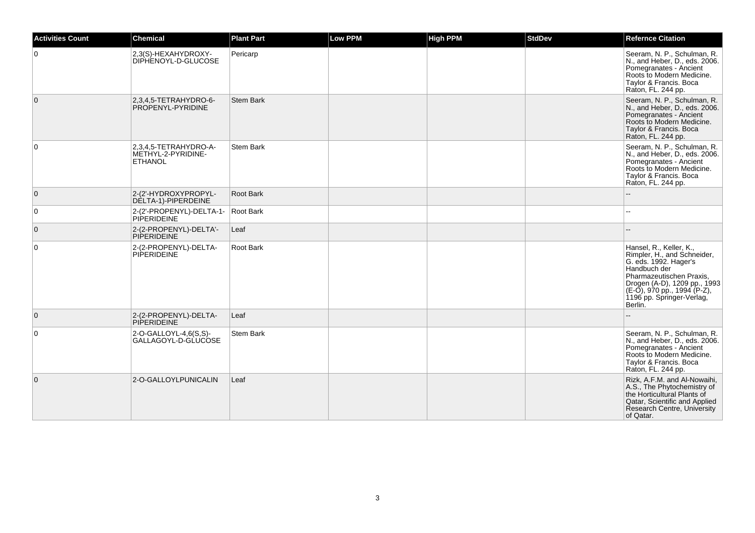| Activities Count | Chemical | Plant Part | Low PPM | High PPM | StdDev | Refernce Citation |
|---|---|---|---|---|---|---|
| 0 | 2,3(S)-HEXAHYDROXY-DIPHENOYL-D-GLUCOSE | Pericarp | | | | Seeram, N. P., Schulman, R. N., and Heber, D., eds. 2006. Pomegranates - Ancient Roots to Modern Medicine. Taylor & Francis. Boca Raton, FL. 244 pp. |
| 0 | 2,3,4,5-TETRAHYDRO-6-PROPENYL-PYRIDINE | Stem Bark | | | | Seeram, N. P., Schulman, R. N., and Heber, D., eds. 2006. Pomegranates - Ancient Roots to Modern Medicine. Taylor & Francis. Boca Raton, FL. 244 pp. |
| 0 | 2,3,4,5-TETRAHYDRO-A-METHYL-2-PYRIDINE-ETHANOL | Stem Bark | | | | Seeram, N. P., Schulman, R. N., and Heber, D., eds. 2006. Pomegranates - Ancient Roots to Modern Medicine. Taylor & Francis. Boca Raton, FL. 244 pp. |
| 0 | 2-(2'-HYDROXYPROPYL-DELTA-1)-PIPERDEINE | Root Bark | | | | -- |
| 0 | 2-(2'-PROPENYL)-DELTA-1-PIPERIDEINE | Root Bark | | | | -- |
| 0 | 2-(2-PROPENYL)-DELTA'-PIPERIDEINE | Leaf | | | | -- |
| 0 | 2-(2-PROPENYL)-DELTA-PIPERIDEINE | Root Bark | | | | Hansel, R., Keller, K., Rimpler, H., and Schneider, G. eds. 1992. Hager's Handbuch der Pharmazeutischen Praxis, Drogen (A-D), 1209 pp., 1993 (E-O), 970 pp., 1994 (P-Z), 1196 pp. Springer-Verlag, Berlin. |
| 0 | 2-(2-PROPENYL)-DELTA-PIPERIDEINE | Leaf | | | | -- |
| 0 | 2-O-GALLOYL-4,6(S,S)-GALLAGOYL-D-GLUCOSE | Stem Bark | | | | Seeram, N. P., Schulman, R. N., and Heber, D., eds. 2006. Pomegranates - Ancient Roots to Modern Medicine. Taylor & Francis. Boca Raton, FL. 244 pp. |
| 0 | 2-O-GALLOYLPUNICALIN | Leaf | | | | Rizk, A.F.M. and Al-Nowaihi, A.S., The Phytochemistry of the Horticultural Plants of Qatar, Scientific and Applied Research Centre, University of Qatar. |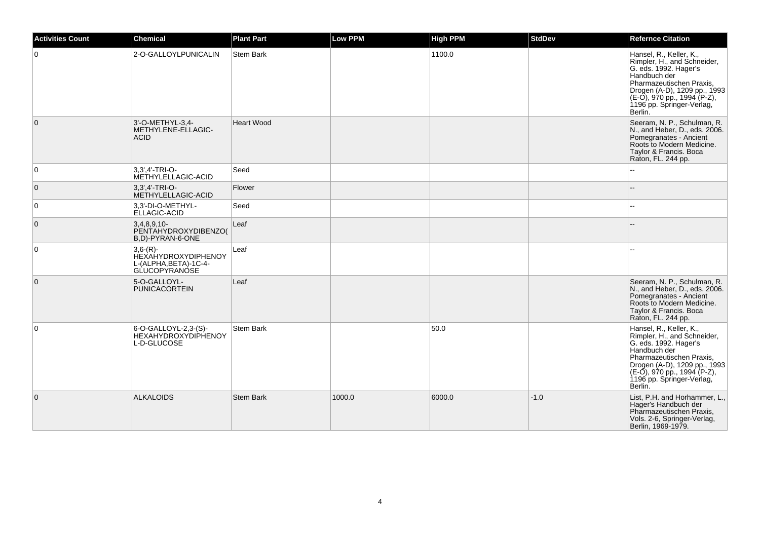| Activities Count | Chemical | Plant Part | Low PPM | High PPM | StdDev | Refernce Citation |
|---|---|---|---|---|---|---|
| 0 | 2-O-GALLOYLPUNICALIN | Stem Bark | | 1100.0 | | Hansel, R., Keller, K., Rimpler, H., and Schneider, G. eds. 1992. Hager's Handbuch der Pharmazeutischen Praxis, Drogen (A-D), 1209 pp., 1993 (E-O), 970 pp., 1994 (P-Z), 1196 pp. Springer-Verlag, Berlin. |
| 0 | 3'-O-METHYL-3,4-METHYLENE-ELLAGIC-ACID | Heart Wood | | | | Seeram, N. P., Schulman, R. N., and Heber, D., eds. 2006. Pomegranates - Ancient Roots to Modern Medicine. Taylor & Francis. Boca Raton, FL. 244 pp. |
| 0 | 3,3',4'-TRI-O-METHYLELLAGIC-ACID | Seed | | | | -- |
| 0 | 3,3',4'-TRI-O-METHYLELLAGIC-ACID | Flower | | | | -- |
| 0 | 3,3'-DI-O-METHYL-ELLAGIC-ACID | Seed | | | | -- |
| 0 | 3,4,8,9,10-PENTAHYDROXYDIBENZO(B,D)-PYRAN-6-ONE | Leaf | | | | -- |
| 0 | 3,6-(R)-HEXAHYDROXYDIPHENOYL-(ALPHA,BETA)-1C-4-GLUCOPYRANOSE | Leaf | | | | -- |
| 0 | 5-O-GALLOYL-PUNICACORTEIN | Leaf | | | | Seeram, N. P., Schulman, R. N., and Heber, D., eds. 2006. Pomegranates - Ancient Roots to Modern Medicine. Taylor & Francis. Boca Raton, FL. 244 pp. |
| 0 | 6-O-GALLOYL-2,3-(S)-HEXAHYDROXYDIPHENOYL-D-GLUCOSE | Stem Bark | | 50.0 | | Hansel, R., Keller, K., Rimpler, H., and Schneider, G. eds. 1992. Hager's Handbuch der Pharmazeutischen Praxis, Drogen (A-D), 1209 pp., 1993 (E-O), 970 pp., 1994 (P-Z), 1196 pp. Springer-Verlag, Berlin. |
| 0 | ALKALOIDS | Stem Bark | 1000.0 | 6000.0 | -1.0 | List, P.H. and Horhammer, L., Hager's Handbuch der Pharmazeutischen Praxis, Vols. 2-6, Springer-Verlag, Berlin, 1969-1979. |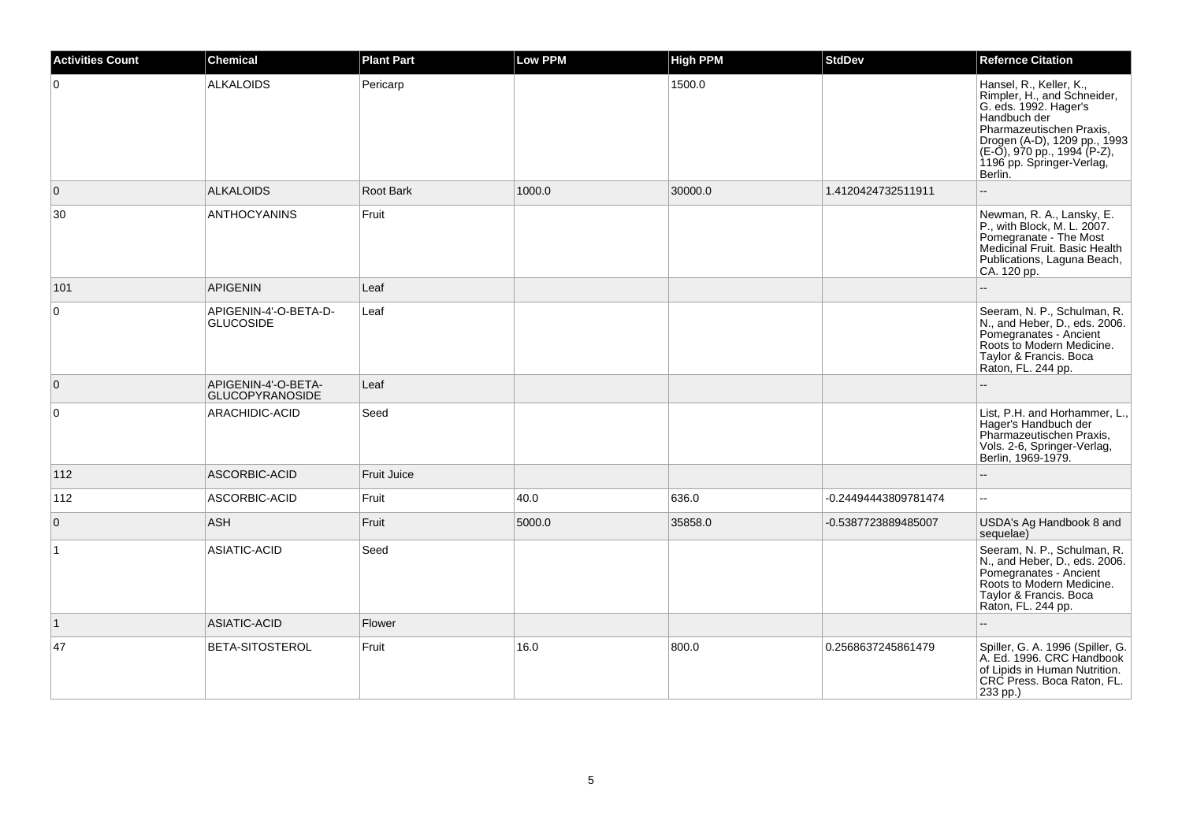| Activities Count | Chemical | Plant Part | Low PPM | High PPM | StdDev | Refernce Citation |
|---|---|---|---|---|---|---|
| 0 | ALKALOIDS | Pericarp | | 1500.0 | | Hansel, R., Keller, K., Rimpler, H., and Schneider, G. eds. 1992. Hager's Handbuch der Pharmazeutischen Praxis, Drogen (A-D), 1209 pp., 1993 (E-O), 970 pp., 1994 (P-Z), 1196 pp. Springer-Verlag, Berlin. |
| 0 | ALKALOIDS | Root Bark | 1000.0 | 30000.0 | 1.4120424732511911 | -- |
| 30 | ANTHOCYANINS | Fruit | | | | Newman, R. A., Lansky, E. P., with Block, M. L. 2007. Pomegranate - The Most Medicinal Fruit. Basic Health Publications, Laguna Beach, CA. 120 pp. |
| 101 | APIGENIN | Leaf | | | | -- |
| 0 | APIGENIN-4'-O-BETA-D-GLUCOSIDE | Leaf | | | | Seeram, N. P., Schulman, R. N., and Heber, D., eds. 2006. Pomegranates - Ancient Roots to Modern Medicine. Taylor & Francis. Boca Raton, FL. 244 pp. |
| 0 | APIGENIN-4'-O-BETA-GLUCOPYRANOSIDE | Leaf | | | | -- |
| 0 | ARACHIDIC-ACID | Seed | | | | List, P.H. and Horhammer, L., Hager's Handbuch der Pharmazeutischen Praxis, Vols. 2-6, Springer-Verlag, Berlin, 1969-1979. |
| 112 | ASCORBIC-ACID | Fruit Juice | | | | -- |
| 112 | ASCORBIC-ACID | Fruit | 40.0 | 636.0 | -0.24494443809781474 | -- |
| 0 | ASH | Fruit | 5000.0 | 35858.0 | -0.5387723889485007 | USDA's Ag Handbook 8 and sequelae) |
| 1 | ASIATIC-ACID | Seed | | | | Seeram, N. P., Schulman, R. N., and Heber, D., eds. 2006. Pomegranates - Ancient Roots to Modern Medicine. Taylor & Francis. Boca Raton, FL. 244 pp. |
| 1 | ASIATIC-ACID | Flower | | | | -- |
| 47 | BETA-SITOSTEROL | Fruit | 16.0 | 800.0 | 0.2568637245861479 | Spiller, G. A. 1996 (Spiller, G. A. Ed. 1996. CRC Handbook of Lipids in Human Nutrition. CRC Press. Boca Raton, FL. 233 pp.) |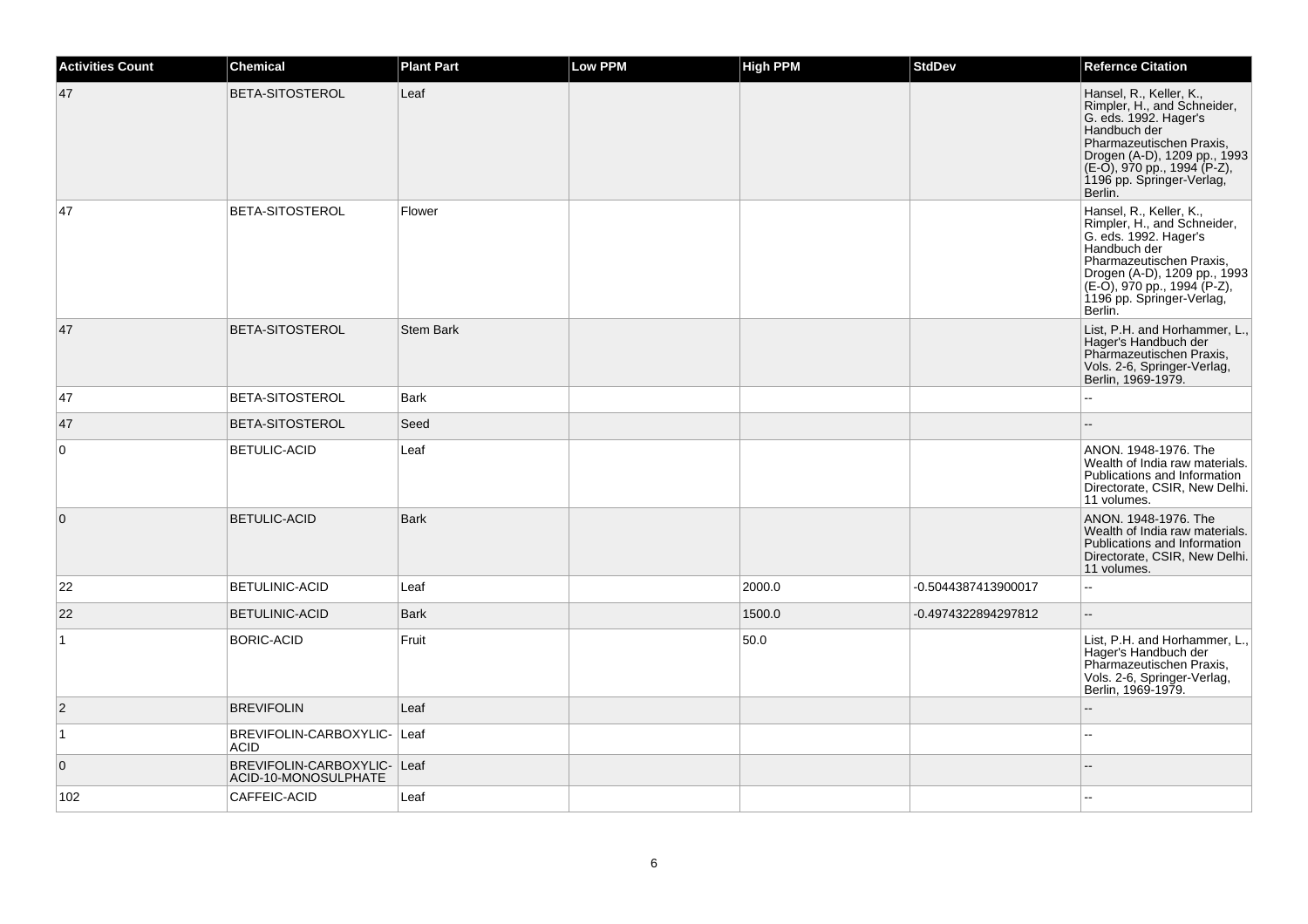| Activities Count | Chemical | Plant Part | Low PPM | High PPM | StdDev | Refernce Citation |
| --- | --- | --- | --- | --- | --- | --- |
| 47 | BETA-SITOSTEROL | Leaf | | | | Hansel, R., Keller, K., Rimpler, H., and Schneider, G. eds. 1992. Hager's Handbuch der Pharmazeutischen Praxis, Drogen (A-D), 1209 pp., 1993 (E-O), 970 pp., 1994 (P-Z), 1196 pp. Springer-Verlag, Berlin. |
| 47 | BETA-SITOSTEROL | Flower | | | | Hansel, R., Keller, K., Rimpler, H., and Schneider, G. eds. 1992. Hager's Handbuch der Pharmazeutischen Praxis, Drogen (A-D), 1209 pp., 1993 (E-O), 970 pp., 1994 (P-Z), 1196 pp. Springer-Verlag, Berlin. |
| 47 | BETA-SITOSTEROL | Stem Bark | | | | List, P.H. and Horhammer, L., Hager's Handbuch der Pharmazeutischen Praxis, Vols. 2-6, Springer-Verlag, Berlin, 1969-1979. |
| 47 | BETA-SITOSTEROL | Bark | | | | -- |
| 47 | BETA-SITOSTEROL | Seed | | | | -- |
| 0 | BETULIC-ACID | Leaf | | | | ANON. 1948-1976. The Wealth of India raw materials. Publications and Information Directorate, CSIR, New Delhi. 11 volumes. |
| 0 | BETULIC-ACID | Bark | | | | ANON. 1948-1976. The Wealth of India raw materials. Publications and Information Directorate, CSIR, New Delhi. 11 volumes. |
| 22 | BETULINIC-ACID | Leaf | | 2000.0 | -0.5044387413900017 | -- |
| 22 | BETULINIC-ACID | Bark | | 1500.0 | -0.4974322894297812 | -- |
| 1 | BORIC-ACID | Fruit | | 50.0 | | List, P.H. and Horhammer, L., Hager's Handbuch der Pharmazeutischen Praxis, Vols. 2-6, Springer-Verlag, Berlin, 1969-1979. |
| 2 | BREVIFOLIN | Leaf | | | | -- |
| 1 | BREVIFOLIN-CARBOXYLIC-ACID | Leaf | | | | -- |
| 0 | BREVIFOLIN-CARBOXYLIC-ACID-10-MONOSULPHATE | Leaf | | | | -- |
| 102 | CAFFEIC-ACID | Leaf | | | | -- |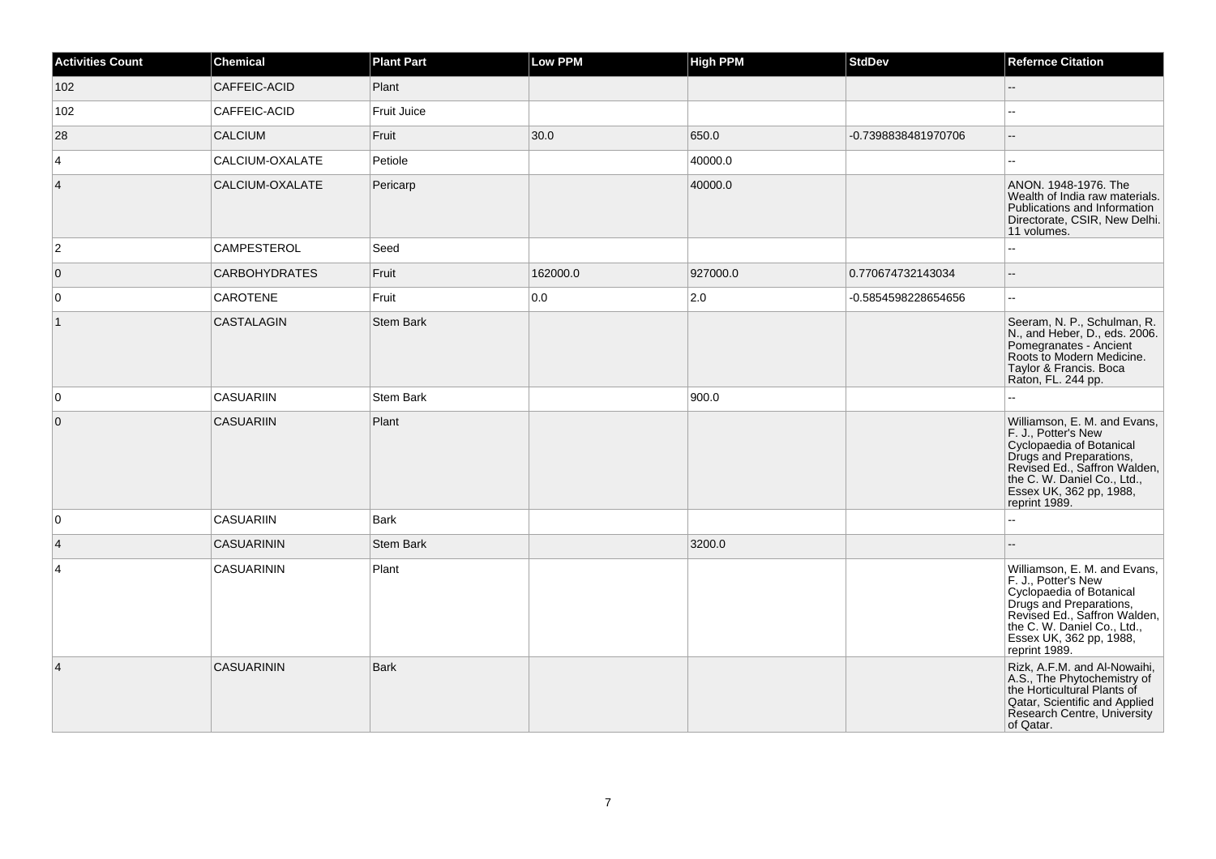| Activities Count | Chemical | Plant Part | Low PPM | High PPM | StdDev | Refernce Citation |
| --- | --- | --- | --- | --- | --- | --- |
| 102 | CAFFEIC-ACID | Plant | | | | -- |
| 102 | CAFFEIC-ACID | Fruit Juice | | | | -- |
| 28 | CALCIUM | Fruit | 30.0 | 650.0 | -0.7398838481970706 | -- |
| 4 | CALCIUM-OXALATE | Petiole | | 40000.0 | | -- |
| 4 | CALCIUM-OXALATE | Pericarp | | 40000.0 | | ANON. 1948-1976. The Wealth of India raw materials. Publications and Information Directorate, CSIR, New Delhi. 11 volumes. |
| 2 | CAMPESTEROL | Seed | | | | -- |
| 0 | CARBOHYDRATES | Fruit | 162000.0 | 927000.0 | 0.770674732143034 | -- |
| 0 | CAROTENE | Fruit | 0.0 | 2.0 | -0.5854598228654656 | -- |
| 1 | CASTALAGIN | Stem Bark | | | | Seeram, N. P., Schulman, R. N., and Heber, D., eds. 2006. Pomegranates - Ancient Roots to Modern Medicine. Taylor & Francis. Boca Raton, FL. 244 pp. |
| 0 | CASUARIIN | Stem Bark | | 900.0 | | -- |
| 0 | CASUARIIN | Plant | | | | Williamson, E. M. and Evans, F. J., Potter's New Cyclopaedia of Botanical Drugs and Preparations, Revised Ed., Saffron Walden, the C. W. Daniel Co., Ltd., Essex UK, 362 pp, 1988, reprint 1989. |
| 0 | CASUARIIN | Bark | | | | -- |
| 4 | CASUARININ | Stem Bark | | 3200.0 | | -- |
| 4 | CASUARININ | Plant | | | | Williamson, E. M. and Evans, F. J., Potter's New Cyclopaedia of Botanical Drugs and Preparations, Revised Ed., Saffron Walden, the C. W. Daniel Co., Ltd., Essex UK, 362 pp, 1988, reprint 1989. |
| 4 | CASUARININ | Bark | | | | Rizk, A.F.M. and Al-Nowaihi, A.S., The Phytochemistry of the Horticultural Plants of Qatar, Scientific and Applied Research Centre, University of Qatar. |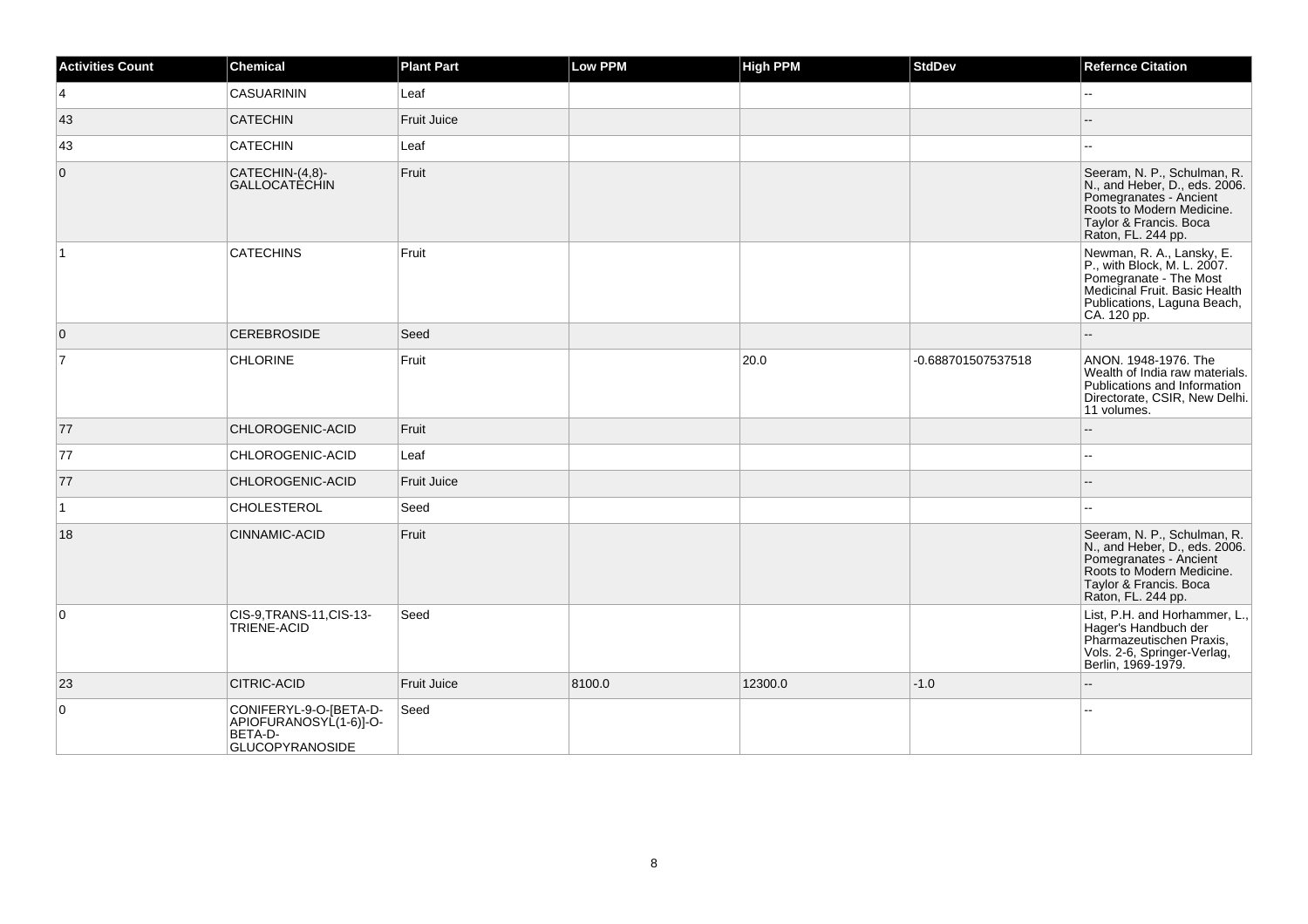| Activities Count | Chemical | Plant Part | Low PPM | High PPM | StdDev | Refernce Citation |
|---|---|---|---|---|---|---|
| 4 | CASUARININ | Leaf | | | | -- |
| 43 | CATECHIN | Fruit Juice | | | | -- |
| 43 | CATECHIN | Leaf | | | | -- |
| 0 | CATECHIN-(4,8)-GALLOCATECHIN | Fruit | | | | Seeram, N. P., Schulman, R. N., and Heber, D., eds. 2006. Pomegranates - Ancient Roots to Modern Medicine. Taylor & Francis. Boca Raton, FL. 244 pp. |
| 1 | CATECHINS | Fruit | | | | Newman, R. A., Lansky, E. P., with Block, M. L. 2007. Pomegranate - The Most Medicinal Fruit. Basic Health Publications, Laguna Beach, CA. 120 pp. |
| 0 | CEREBROSIDE | Seed | | | | -- |
| 7 | CHLORINE | Fruit | | 20.0 | -0.688701507537518 | ANON. 1948-1976. The Wealth of India raw materials. Publications and Information Directorate, CSIR, New Delhi. 11 volumes. |
| 77 | CHLOROGENIC-ACID | Fruit | | | | -- |
| 77 | CHLOROGENIC-ACID | Leaf | | | | -- |
| 77 | CHLOROGENIC-ACID | Fruit Juice | | | | -- |
| 1 | CHOLESTEROL | Seed | | | | -- |
| 18 | CINNAMIC-ACID | Fruit | | | | Seeram, N. P., Schulman, R. N., and Heber, D., eds. 2006. Pomegranates - Ancient Roots to Modern Medicine. Taylor & Francis. Boca Raton, FL. 244 pp. |
| 0 | CIS-9,TRANS-11,CIS-13-TRIENE-ACID | Seed | | | | List, P.H. and Horhammer, L., Hager's Handbuch der Pharmazeutischen Praxis, Vols. 2-6, Springer-Verlag, Berlin, 1969-1979. |
| 23 | CITRIC-ACID | Fruit Juice | 8100.0 | 12300.0 | -1.0 | -- |
| 0 | CONIFERYL-9-O-[BETA-D-APIOFURANOSYL(1-6)]-O-BETA-D-GLUCOPYRANOSIDE | Seed | | | | -- |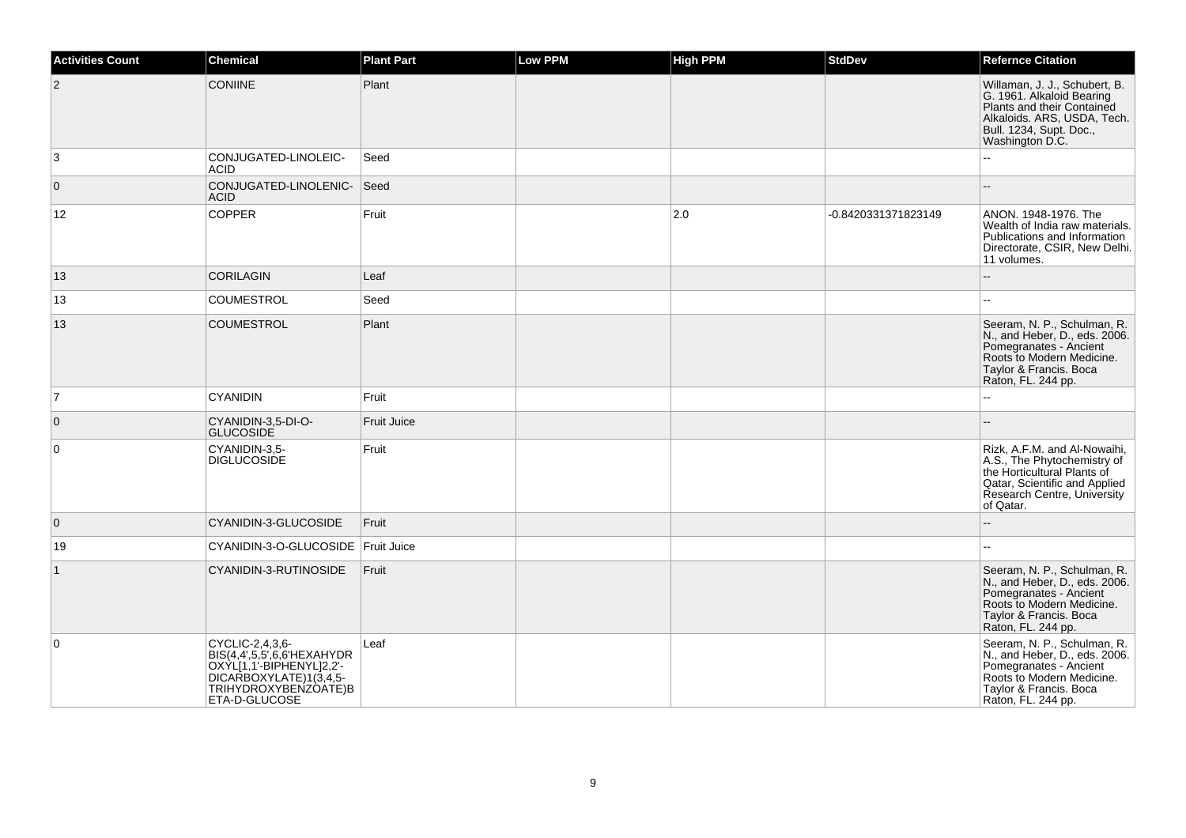| Activities Count | Chemical | Plant Part | Low PPM | High PPM | StdDev | Refernce Citation |
|---|---|---|---|---|---|---|
| 2 | CONIINE | Plant | | | | Willaman, J. J., Schubert, B. G. 1961. Alkaloid Bearing Plants and their Contained Alkaloids. ARS, USDA, Tech. Bull. 1234, Supt. Doc., Washington D.C. |
| 3 | CONJUGATED-LINOLEIC-ACID | Seed | | | | -- |
| 0 | CONJUGATED-LINOLENIC-ACID | Seed | | | | -- |
| 12 | COPPER | Fruit | | 2.0 | -0.8420331371823149 | ANON. 1948-1976. The Wealth of India raw materials. Publications and Information Directorate, CSIR, New Delhi. 11 volumes. |
| 13 | CORILAGIN | Leaf | | | | -- |
| 13 | COUMESTROL | Seed | | | | -- |
| 13 | COUMESTROL | Plant | | | | Seeram, N. P., Schulman, R. N., and Heber, D., eds. 2006. Pomegranates - Ancient Roots to Modern Medicine. Taylor & Francis. Boca Raton, FL. 244 pp. |
| 7 | CYANIDIN | Fruit | | | | -- |
| 0 | CYANIDIN-3,5-DI-O-GLUCOSIDE | Fruit Juice | | | | -- |
| 0 | CYANIDIN-3,5-DIGLUCOSIDE | Fruit | | | | Rizk, A.F.M. and Al-Nowaihi, A.S., The Phytochemistry of the Horticultural Plants of Qatar, Scientific and Applied Research Centre, University of Qatar. |
| 0 | CYANIDIN-3-GLUCOSIDE | Fruit | | | | -- |
| 19 | CYANIDIN-3-O-GLUCOSIDE | Fruit Juice | | | | -- |
| 1 | CYANIDIN-3-RUTINOSIDE | Fruit | | | | Seeram, N. P., Schulman, R. N., and Heber, D., eds. 2006. Pomegranates - Ancient Roots to Modern Medicine. Taylor & Francis. Boca Raton, FL. 244 pp. |
| 0 | CYCLIC-2,4,3,6-BIS(4,4',5,5',6,6'HEXAHYDROXYL[1,1'-BIPHENYL]2,2'-DICARBOXYLATE)1(3,4,5-TRIHYDROXYBENZOATE)BETA-D-GLUCOSE | Leaf | | | | Seeram, N. P., Schulman, R. N., and Heber, D., eds. 2006. Pomegranates - Ancient Roots to Modern Medicine. Taylor & Francis. Boca Raton, FL. 244 pp. |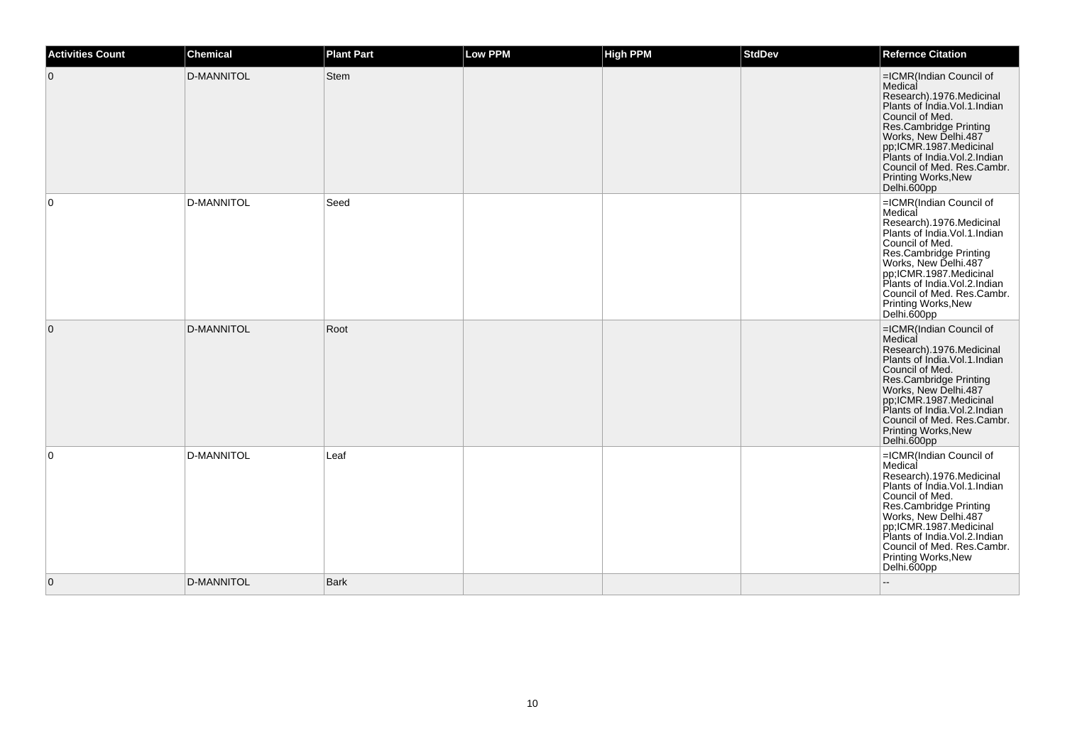| Activities Count | Chemical | Plant Part | Low PPM | High PPM | StdDev | Refernce Citation |
|---|---|---|---|---|---|---|
| 0 | D-MANNITOL | Stem | | | | =ICMR(Indian Council of Medical Research).1976.Medicinal Plants of India.Vol.1.Indian Council of Med. Res.Cambridge Printing Works, New Delhi.487 pp;ICMR.1987.Medicinal Plants of India.Vol.2.Indian Council of Med. Res.Cambr. Printing Works,New Delhi.600pp |
| 0 | D-MANNITOL | Seed | | | | =ICMR(Indian Council of Medical Research).1976.Medicinal Plants of India.Vol.1.Indian Council of Med. Res.Cambridge Printing Works, New Delhi.487 pp;ICMR.1987.Medicinal Plants of India.Vol.2.Indian Council of Med. Res.Cambr. Printing Works,New Delhi.600pp |
| 0 | D-MANNITOL | Root | | | | =ICMR(Indian Council of Medical Research).1976.Medicinal Plants of India.Vol.1.Indian Council of Med. Res.Cambridge Printing Works, New Delhi.487 pp;ICMR.1987.Medicinal Plants of India.Vol.2.Indian Council of Med. Res.Cambr. Printing Works,New Delhi.600pp |
| 0 | D-MANNITOL | Leaf | | | | =ICMR(Indian Council of Medical Research).1976.Medicinal Plants of India.Vol.1.Indian Council of Med. Res.Cambridge Printing Works, New Delhi.487 pp;ICMR.1987.Medicinal Plants of India.Vol.2.Indian Council of Med. Res.Cambr. Printing Works,New Delhi.600pp |
| 0 | D-MANNITOL | Bark | | | | -- |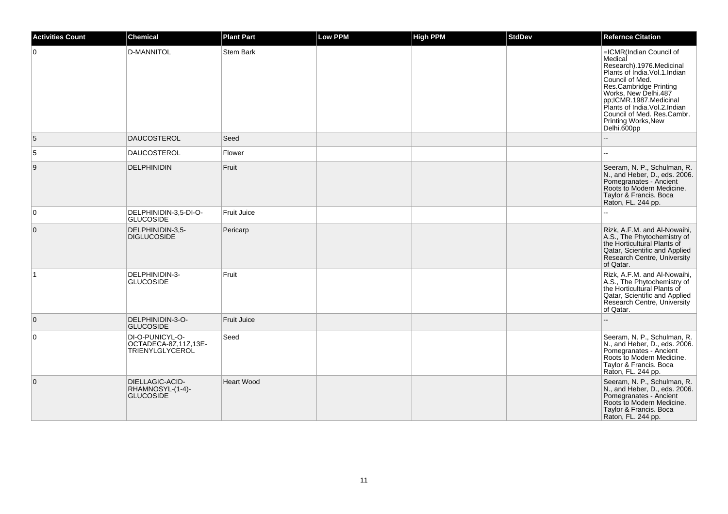| Activities Count | Chemical | Plant Part | Low PPM | High PPM | StdDev | Refernce Citation |
|---|---|---|---|---|---|---|
| 0 | D-MANNITOL | Stem Bark | | | | =ICMR(Indian Council of Medical Research).1976.Medicinal Plants of India.Vol.1.Indian Council of Med. Res.Cambridge Printing Works, New Delhi.487 pp;ICMR.1987.Medicinal Plants of India.Vol.2.Indian Council of Med. Res.Cambr. Printing Works,New Delhi.600pp |
| 5 | DAUCOSTEROL | Seed | | | | -- |
| 5 | DAUCOSTEROL | Flower | | | | -- |
| 9 | DELPHINIDIN | Fruit | | | | Seeram, N. P., Schulman, R. N., and Heber, D., eds. 2006. Pomegranates - Ancient Roots to Modern Medicine. Taylor & Francis. Boca Raton, FL. 244 pp. |
| 0 | DELPHINIDIN-3,5-DI-O-GLUCOSIDE | Fruit Juice | | | | -- |
| 0 | DELPHINIDIN-3,5-DIGLUCOSIDE | Pericarp | | | | Rizk, A.F.M. and Al-Nowaihi, A.S., The Phytochemistry of the Horticultural Plants of Qatar, Scientific and Applied Research Centre, University of Qatar. |
| 1 | DELPHINIDIN-3-GLUCOSIDE | Fruit | | | | Rizk, A.F.M. and Al-Nowaihi, A.S., The Phytochemistry of the Horticultural Plants of Qatar, Scientific and Applied Research Centre, University of Qatar. |
| 0 | DELPHINIDIN-3-O-GLUCOSIDE | Fruit Juice | | | | -- |
| 0 | DI-O-PUNICYL-O-OCTADECA-8Z,11Z,13E-TRIENYLGLYCEROL | Seed | | | | Seeram, N. P., Schulman, R. N., and Heber, D., eds. 2006. Pomegranates - Ancient Roots to Modern Medicine. Taylor & Francis. Boca Raton, FL. 244 pp. |
| 0 | DIELLAGIC-ACID-RHAMNOSYL-(1-4)-GLUCOSIDE | Heart Wood | | | | Seeram, N. P., Schulman, R. N., and Heber, D., eds. 2006. Pomegranates - Ancient Roots to Modern Medicine. Taylor & Francis. Boca Raton, FL. 244 pp. |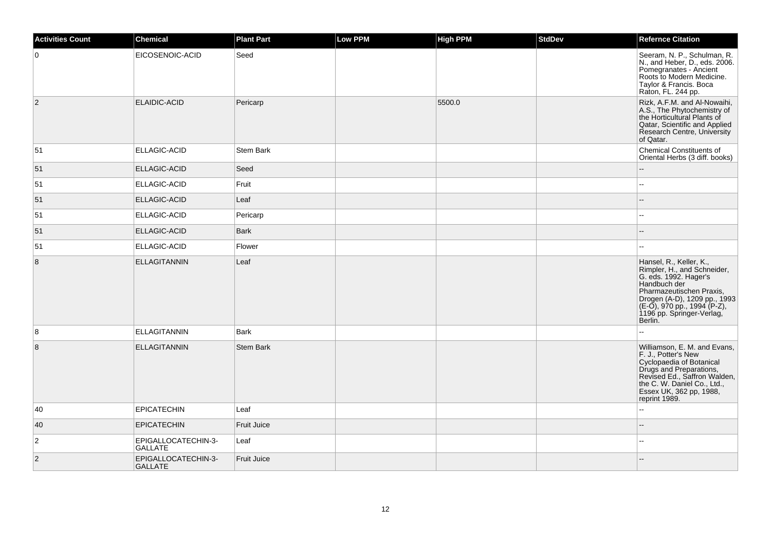| Activities Count | Chemical | Plant Part | Low PPM | High PPM | StdDev | Refernce Citation |
|---|---|---|---|---|---|---|
| 0 | EICOSENOIC-ACID | Seed | | | | Seeram, N. P., Schulman, R. N., and Heber, D., eds. 2006. Pomegranates - Ancient Roots to Modern Medicine. Taylor & Francis. Boca Raton, FL. 244 pp. |
| 2 | ELAIDIC-ACID | Pericarp | | 5500.0 | | Rizk, A.F.M. and Al-Nowaihi, A.S., The Phytochemistry of the Horticultural Plants of Qatar, Scientific and Applied Research Centre, University of Qatar. |
| 51 | ELLAGIC-ACID | Stem Bark | | | | Chemical Constituents of Oriental Herbs (3 diff. books) |
| 51 | ELLAGIC-ACID | Seed | | | | -- |
| 51 | ELLAGIC-ACID | Fruit | | | | -- |
| 51 | ELLAGIC-ACID | Leaf | | | | -- |
| 51 | ELLAGIC-ACID | Pericarp | | | | -- |
| 51 | ELLAGIC-ACID | Bark | | | | -- |
| 51 | ELLAGIC-ACID | Flower | | | | -- |
| 8 | ELLAGITANNIN | Leaf | | | | Hansel, R., Keller, K., Rimpler, H., and Schneider, G. eds. 1992. Hager's Handbuch der Pharmazeutischen Praxis, Drogen (A-D), 1209 pp., 1993 (E-O), 970 pp., 1994 (P-Z), 1196 pp. Springer-Verlag, Berlin. |
| 8 | ELLAGITANNIN | Bark | | | | -- |
| 8 | ELLAGITANNIN | Stem Bark | | | | Williamson, E. M. and Evans, F. J., Potter's New Cyclopaedia of Botanical Drugs and Preparations, Revised Ed., Saffron Walden, the C. W. Daniel Co., Ltd., Essex UK, 362 pp, 1988, reprint 1989. |
| 40 | EPICATECHIN | Leaf | | | | -- |
| 40 | EPICATECHIN | Fruit Juice | | | | -- |
| 2 | EPIGALLOCATECHIN-3-GALLATE | Leaf | | | | -- |
| 2 | EPIGALLOCATECHIN-3-GALLATE | Fruit Juice | | | | -- |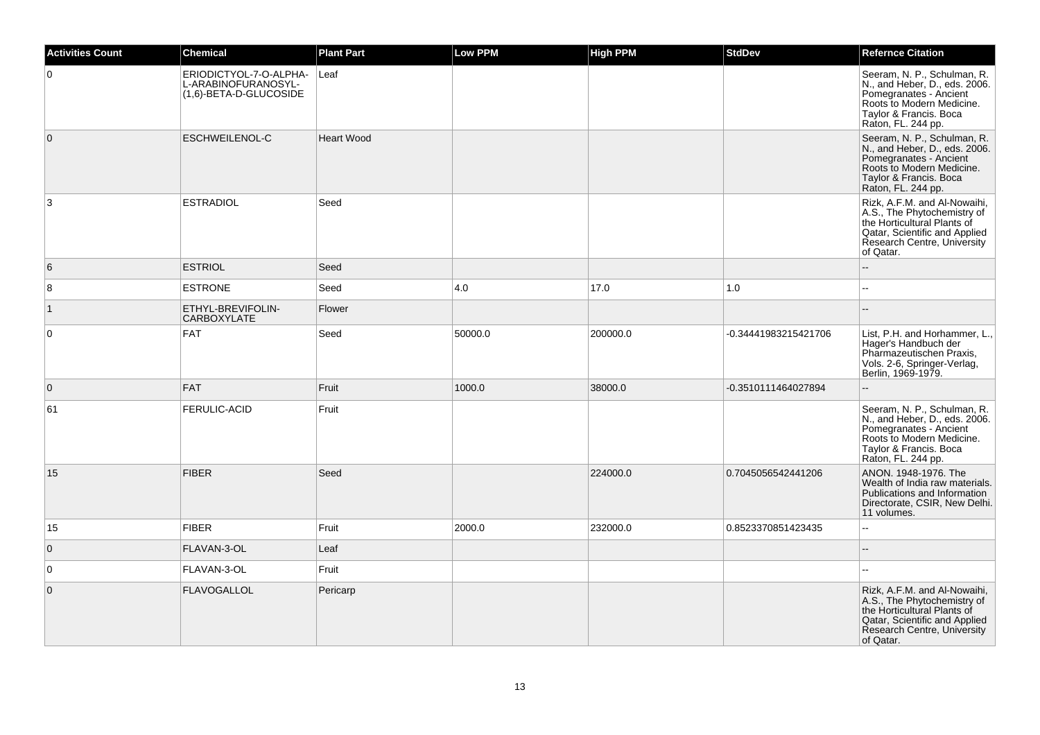| Activities Count | Chemical | Plant Part | Low PPM | High PPM | StdDev | Refernce Citation |
| --- | --- | --- | --- | --- | --- | --- |
| 0 | ERIODICTYOL-7-O-ALPHA-L-ARABINOFURANOSYL-(1,6)-BETA-D-GLUCOSIDE | Leaf | | | | Seeram, N. P., Schulman, R. N., and Heber, D., eds. 2006. Pomegranates - Ancient Roots to Modern Medicine. Taylor & Francis. Boca Raton, FL. 244 pp. |
| 0 | ESCHWEILENOL-C | Heart Wood | | | | Seeram, N. P., Schulman, R. N., and Heber, D., eds. 2006. Pomegranates - Ancient Roots to Modern Medicine. Taylor & Francis. Boca Raton, FL. 244 pp. |
| 3 | ESTRADIOL | Seed | | | | Rizk, A.F.M. and Al-Nowaihi, A.S., The Phytochemistry of the Horticultural Plants of Qatar, Scientific and Applied Research Centre, University of Qatar. |
| 6 | ESTRIOL | Seed | | | | -- |
| 8 | ESTRONE | Seed | 4.0 | 17.0 | 1.0 | -- |
| 1 | ETHYL-BREVIFOLIN-CARBOXYLATE | Flower | | | | -- |
| 0 | FAT | Seed | 50000.0 | 200000.0 | -0.34441983215421706 | List, P.H. and Horhammer, L., Hager's Handbuch der Pharmazeutischen Praxis, Vols. 2-6, Springer-Verlag, Berlin, 1969-1979. |
| 0 | FAT | Fruit | 1000.0 | 38000.0 | -0.3510111464027894 | -- |
| 61 | FERULIC-ACID | Fruit | | | | Seeram, N. P., Schulman, R. N., and Heber, D., eds. 2006. Pomegranates - Ancient Roots to Modern Medicine. Taylor & Francis. Boca Raton, FL. 244 pp. |
| 15 | FIBER | Seed | | 224000.0 | 0.7045056542441206 | ANON. 1948-1976. The Wealth of India raw materials. Publications and Information Directorate, CSIR, New Delhi. 11 volumes. |
| 15 | FIBER | Fruit | 2000.0 | 232000.0 | 0.8523370851423435 | -- |
| 0 | FLAVAN-3-OL | Leaf | | | | -- |
| 0 | FLAVAN-3-OL | Fruit | | | | -- |
| 0 | FLAVOGALLOL | Pericarp | | | | Rizk, A.F.M. and Al-Nowaihi, A.S., The Phytochemistry of the Horticultural Plants of Qatar, Scientific and Applied Research Centre, University of Qatar. |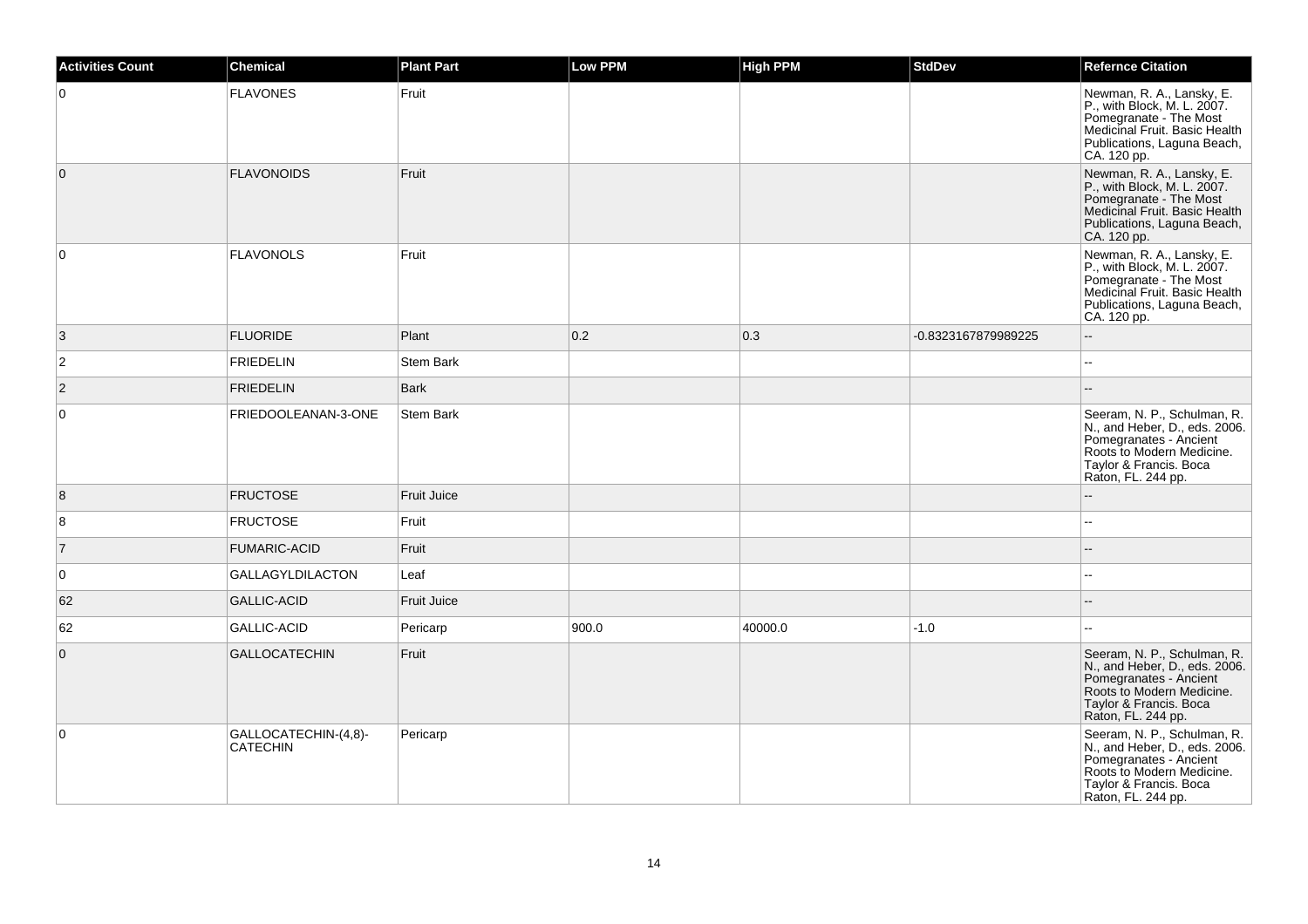| Activities Count | Chemical | Plant Part | Low PPM | High PPM | StdDev | Refernce Citation |
| --- | --- | --- | --- | --- | --- | --- |
| 0 | FLAVONES | Fruit | | | | Newman, R. A., Lansky, E. P., with Block, M. L. 2007. Pomegranate - The Most Medicinal Fruit. Basic Health Publications, Laguna Beach, CA. 120 pp. |
| 0 | FLAVONOIDS | Fruit | | | | Newman, R. A., Lansky, E. P., with Block, M. L. 2007. Pomegranate - The Most Medicinal Fruit. Basic Health Publications, Laguna Beach, CA. 120 pp. |
| 0 | FLAVONOLS | Fruit | | | | Newman, R. A., Lansky, E. P., with Block, M. L. 2007. Pomegranate - The Most Medicinal Fruit. Basic Health Publications, Laguna Beach, CA. 120 pp. |
| 3 | FLUORIDE | Plant | 0.2 | 0.3 | -0.8323167879989225 | -- |
| 2 | FRIEDELIN | Stem Bark | | | | -- |
| 2 | FRIEDELIN | Bark | | | | -- |
| 0 | FRIEDOOLEANAN-3-ONE | Stem Bark | | | | Seeram, N. P., Schulman, R. N., and Heber, D., eds. 2006. Pomegranates - Ancient Roots to Modern Medicine. Taylor & Francis. Boca Raton, FL. 244 pp. |
| 8 | FRUCTOSE | Fruit Juice | | | | -- |
| 8 | FRUCTOSE | Fruit | | | | -- |
| 7 | FUMARIC-ACID | Fruit | | | | -- |
| 0 | GALLAGYLDILACTON | Leaf | | | | -- |
| 62 | GALLIC-ACID | Fruit Juice | | | | -- |
| 62 | GALLIC-ACID | Pericarp | 900.0 | 40000.0 | -1.0 | -- |
| 0 | GALLOCATECHIN | Fruit | | | | Seeram, N. P., Schulman, R. N., and Heber, D., eds. 2006. Pomegranates - Ancient Roots to Modern Medicine. Taylor & Francis. Boca Raton, FL. 244 pp. |
| 0 | GALLOCATECHIN-(4,8)-CATECHIN | Pericarp | | | | Seeram, N. P., Schulman, R. N., and Heber, D., eds. 2006. Pomegranates - Ancient Roots to Modern Medicine. Taylor & Francis. Boca Raton, FL. 244 pp. |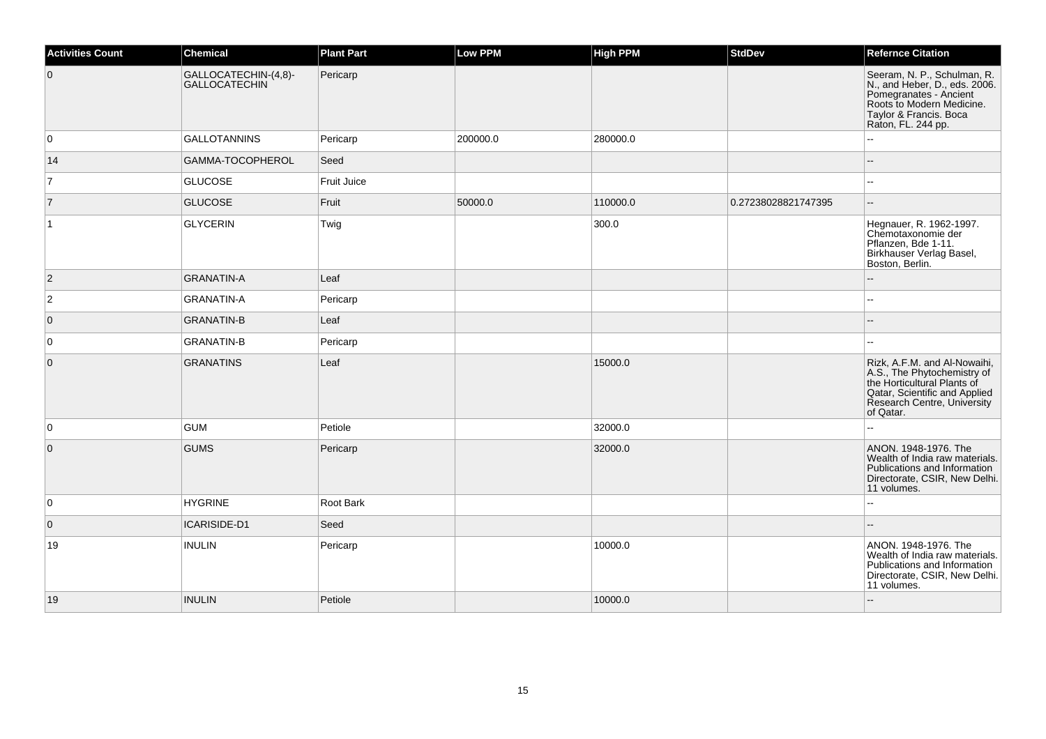| Activities Count | Chemical | Plant Part | Low PPM | High PPM | StdDev | Refernce Citation |
| --- | --- | --- | --- | --- | --- | --- |
| 0 | GALLOCATECHIN-(4,8)-GALLOCATECHIN | Pericarp | | | | Seeram, N. P., Schulman, R. N., and Heber, D., eds. 2006. Pomegranates - Ancient Roots to Modern Medicine. Taylor & Francis. Boca Raton, FL. 244 pp. |
| 0 | GALLOTANNINS | Pericarp | 200000.0 | 280000.0 | | -- |
| 14 | GAMMA-TOCOPHEROL | Seed | | | | -- |
| 7 | GLUCOSE | Fruit Juice | | | | -- |
| 7 | GLUCOSE | Fruit | 50000.0 | 110000.0 | 0.27238028821747395 | -- |
| 1 | GLYCERIN | Twig | | 300.0 | | Hegnauer, R. 1962-1997. Chemotaxonomie der Pflanzen, Bde 1-11. Birkhauser Verlag Basel, Boston, Berlin. |
| 2 | GRANATIN-A | Leaf | | | | -- |
| 2 | GRANATIN-A | Pericarp | | | | -- |
| 0 | GRANATIN-B | Leaf | | | | -- |
| 0 | GRANATIN-B | Pericarp | | | | -- |
| 0 | GRANATINS | Leaf | | 15000.0 | | Rizk, A.F.M. and Al-Nowaihi, A.S., The Phytochemistry of the Horticultural Plants of Qatar, Scientific and Applied Research Centre, University of Qatar. |
| 0 | GUM | Petiole | | 32000.0 | | -- |
| 0 | GUMS | Pericarp | | 32000.0 | | ANON. 1948-1976. The Wealth of India raw materials. Publications and Information Directorate, CSIR, New Delhi. 11 volumes. |
| 0 | HYGRINE | Root Bark | | | | -- |
| 0 | ICARISIDE-D1 | Seed | | | | -- |
| 19 | INULIN | Pericarp | | 10000.0 | | ANON. 1948-1976. The Wealth of India raw materials. Publications and Information Directorate, CSIR, New Delhi. 11 volumes. |
| 19 | INULIN | Petiole | | 10000.0 | | -- |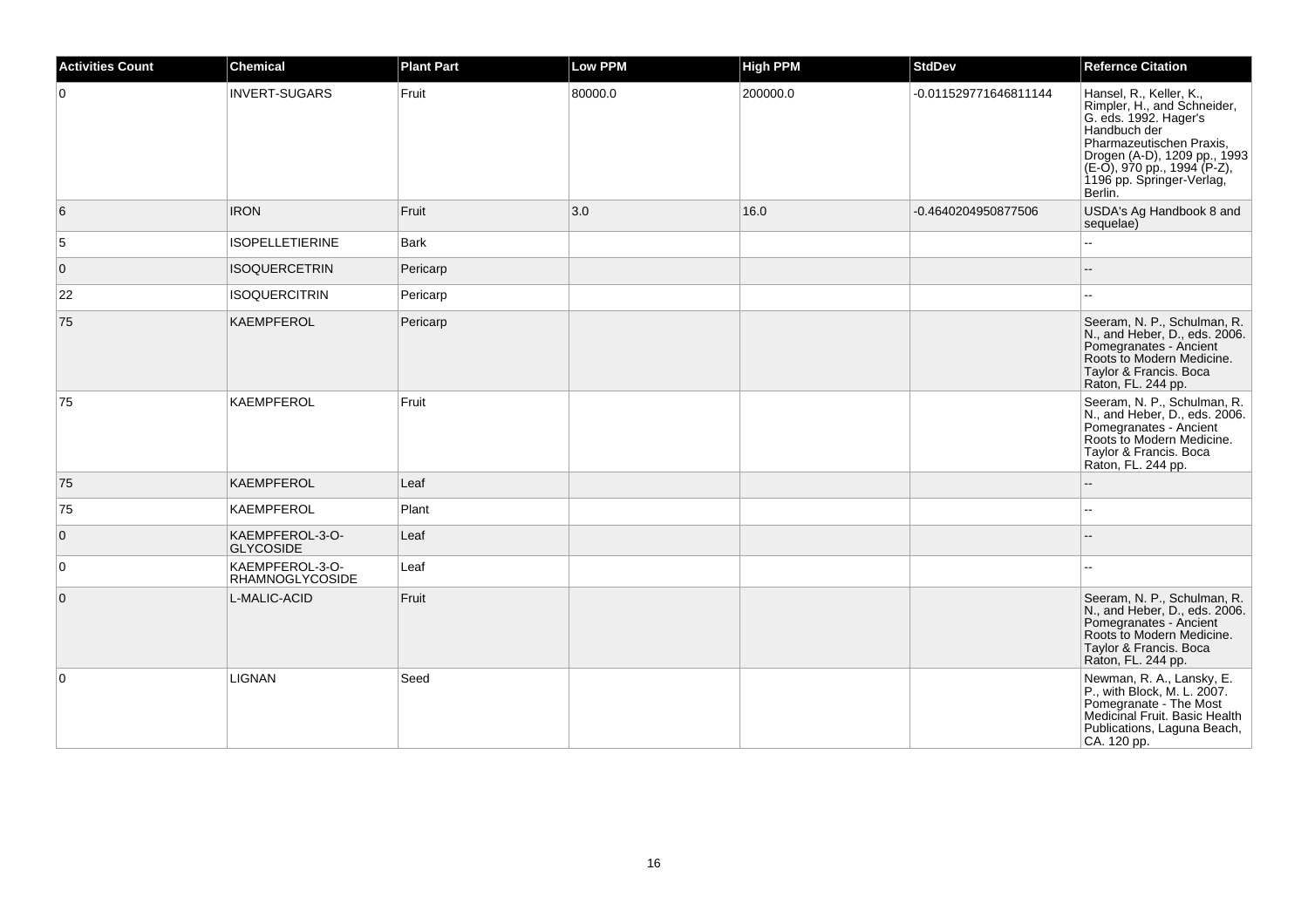| Activities Count | Chemical | Plant Part | Low PPM | High PPM | StdDev | Refernce Citation |
|---|---|---|---|---|---|---|
| 0 | INVERT-SUGARS | Fruit | 80000.0 | 200000.0 | -0.011529771646811144 | Hansel, R., Keller, K., Rimpler, H., and Schneider, G. eds. 1992. Hager's Handbuch der Pharmazeutischen Praxis, Drogen (A-D), 1209 pp., 1993 (E-O), 970 pp., 1994 (P-Z), 1196 pp. Springer-Verlag, Berlin. |
| 6 | IRON | Fruit | 3.0 | 16.0 | -0.4640204950877506 | USDA's Ag Handbook 8 and sequelae) |
| 5 | ISOPELLETIERINE | Bark | | | | -- |
| 0 | ISOQUERCETRIN | Pericarp | | | | -- |
| 22 | ISOQUERCITRIN | Pericarp | | | | -- |
| 75 | KAEMPFEROL | Pericarp | | | | Seeram, N. P., Schulman, R. N., and Heber, D., eds. 2006. Pomegranates - Ancient Roots to Modern Medicine. Taylor & Francis. Boca Raton, FL. 244 pp. |
| 75 | KAEMPFEROL | Fruit | | | | Seeram, N. P., Schulman, R. N., and Heber, D., eds. 2006. Pomegranates - Ancient Roots to Modern Medicine. Taylor & Francis. Boca Raton, FL. 244 pp. |
| 75 | KAEMPFEROL | Leaf | | | | -- |
| 75 | KAEMPFEROL | Plant | | | | -- |
| 0 | KAEMPFEROL-3-O-GLYCOSIDE | Leaf | | | | -- |
| 0 | KAEMPFEROL-3-O-RHAMNOGLYCOSIDE | Leaf | | | | -- |
| 0 | L-MALIC-ACID | Fruit | | | | Seeram, N. P., Schulman, R. N., and Heber, D., eds. 2006. Pomegranates - Ancient Roots to Modern Medicine. Taylor & Francis. Boca Raton, FL. 244 pp. |
| 0 | LIGNAN | Seed | | | | Newman, R. A., Lansky, E. P., with Block, M. L. 2007. Pomegranate - The Most Medicinal Fruit. Basic Health Publications, Laguna Beach, CA. 120 pp. |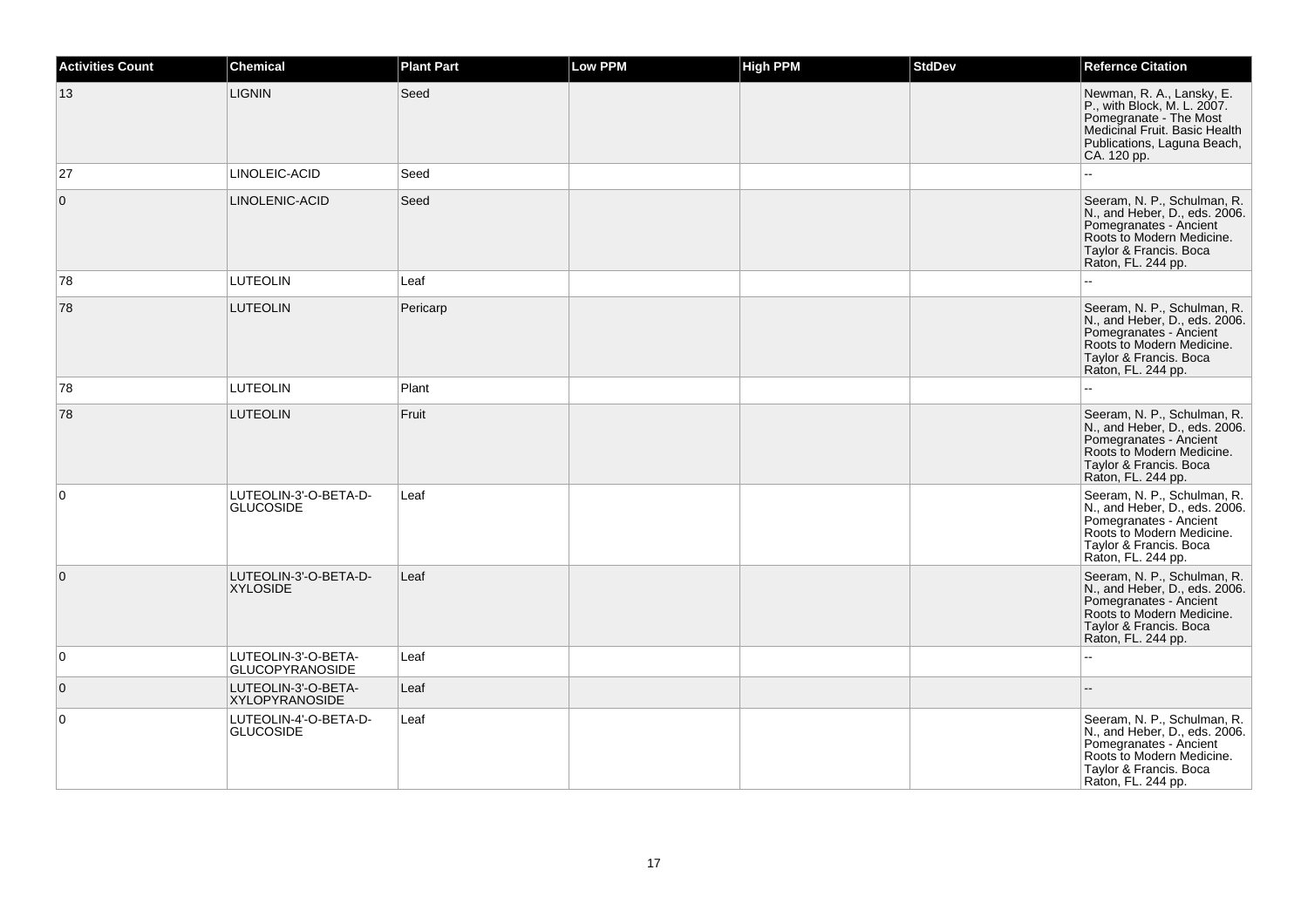| Activities Count | Chemical | Plant Part | Low PPM | High PPM | StdDev | Refernce Citation |
|---|---|---|---|---|---|---|
| 13 | LIGNIN | Seed | | | | Newman, R. A., Lansky, E. P., with Block, M. L. 2007. Pomegranate - The Most Medicinal Fruit. Basic Health Publications, Laguna Beach, CA. 120 pp. |
| 27 | LINOLEIC-ACID | Seed | | | | -- |
| 0 | LINOLENIC-ACID | Seed | | | | Seeram, N. P., Schulman, R. N., and Heber, D., eds. 2006. Pomegranates - Ancient Roots to Modern Medicine. Taylor & Francis. Boca Raton, FL. 244 pp. |
| 78 | LUTEOLIN | Leaf | | | | -- |
| 78 | LUTEOLIN | Pericarp | | | | Seeram, N. P., Schulman, R. N., and Heber, D., eds. 2006. Pomegranates - Ancient Roots to Modern Medicine. Taylor & Francis. Boca Raton, FL. 244 pp. |
| 78 | LUTEOLIN | Plant | | | | -- |
| 78 | LUTEOLIN | Fruit | | | | Seeram, N. P., Schulman, R. N., and Heber, D., eds. 2006. Pomegranates - Ancient Roots to Modern Medicine. Taylor & Francis. Boca Raton, FL. 244 pp. |
| 0 | LUTEOLIN-3'-O-BETA-D-GLUCOSIDE | Leaf | | | | Seeram, N. P., Schulman, R. N., and Heber, D., eds. 2006. Pomegranates - Ancient Roots to Modern Medicine. Taylor & Francis. Boca Raton, FL. 244 pp. |
| 0 | LUTEOLIN-3'-O-BETA-D-XYLOSIDE | Leaf | | | | Seeram, N. P., Schulman, R. N., and Heber, D., eds. 2006. Pomegranates - Ancient Roots to Modern Medicine. Taylor & Francis. Boca Raton, FL. 244 pp. |
| 0 | LUTEOLIN-3'-O-BETA-GLUCOPYRANOSIDE | Leaf | | | | -- |
| 0 | LUTEOLIN-3'-O-BETA-XYLOPYRANOSIDE | Leaf | | | | -- |
| 0 | LUTEOLIN-4'-O-BETA-D-GLUCOSIDE | Leaf | | | | Seeram, N. P., Schulman, R. N., and Heber, D., eds. 2006. Pomegranates - Ancient Roots to Modern Medicine. Taylor & Francis. Boca Raton, FL. 244 pp. |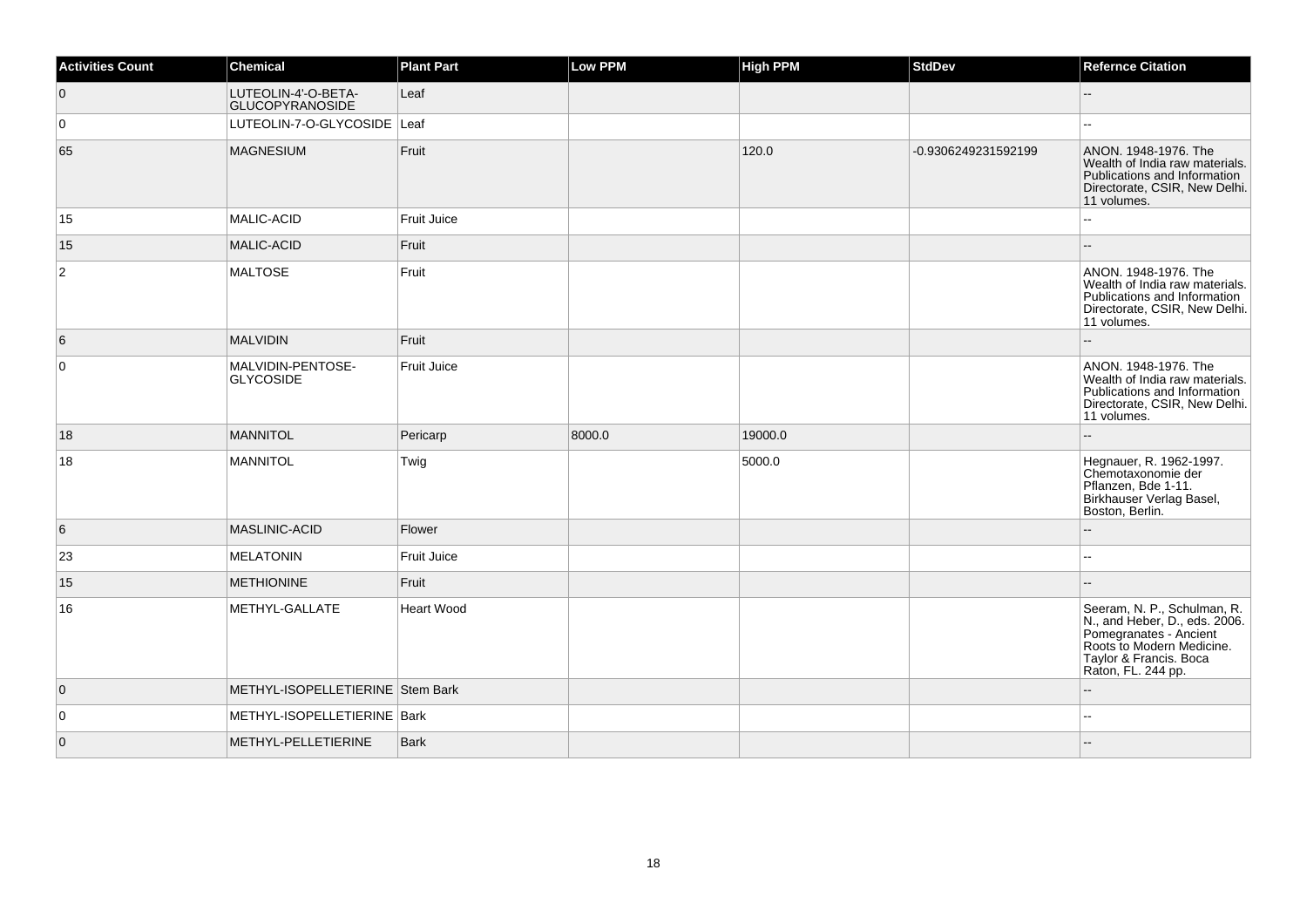| Activities Count | Chemical | Plant Part | Low PPM | High PPM | StdDev | Refernce Citation |
|---|---|---|---|---|---|---|
| 0 | LUTEOLIN-4'-O-BETA-GLUCOPYRANOSIDE | Leaf | | | | -- |
| 0 | LUTEOLIN-7-O-GLYCOSIDE | Leaf | | | | -- |
| 65 | MAGNESIUM | Fruit | | 120.0 | -0.9306249231592199 | ANON. 1948-1976. The Wealth of India raw materials. Publications and Information Directorate, CSIR, New Delhi. 11 volumes. |
| 15 | MALIC-ACID | Fruit Juice | | | | -- |
| 15 | MALIC-ACID | Fruit | | | | -- |
| 2 | MALTOSE | Fruit | | | | ANON. 1948-1976. The Wealth of India raw materials. Publications and Information Directorate, CSIR, New Delhi. 11 volumes. |
| 6 | MALVIDIN | Fruit | | | | -- |
| 0 | MALVIDIN-PENTOSE-GLYCOSIDE | Fruit Juice | | | | ANON. 1948-1976. The Wealth of India raw materials. Publications and Information Directorate, CSIR, New Delhi. 11 volumes. |
| 18 | MANNITOL | Pericarp | 8000.0 | 19000.0 | | -- |
| 18 | MANNITOL | Twig | | 5000.0 | | Hegnauer, R. 1962-1997. Chemotaxonomie der Pflanzen, Bde 1-11. Birkhauser Verlag Basel, Boston, Berlin. |
| 6 | MASLINIC-ACID | Flower | | | | -- |
| 23 | MELATONIN | Fruit Juice | | | | -- |
| 15 | METHIONINE | Fruit | | | | -- |
| 16 | METHYL-GALLATE | Heart Wood | | | | Seeram, N. P., Schulman, R. N., and Heber, D., eds. 2006. Pomegranates - Ancient Roots to Modern Medicine. Taylor & Francis. Boca Raton, FL. 244 pp. |
| 0 | METHYL-ISOPELLETIERINE | Stem Bark | | | | -- |
| 0 | METHYL-ISOPELLETIERINE | Bark | | | | -- |
| 0 | METHYL-PELLETIERINE | Bark | | | | -- |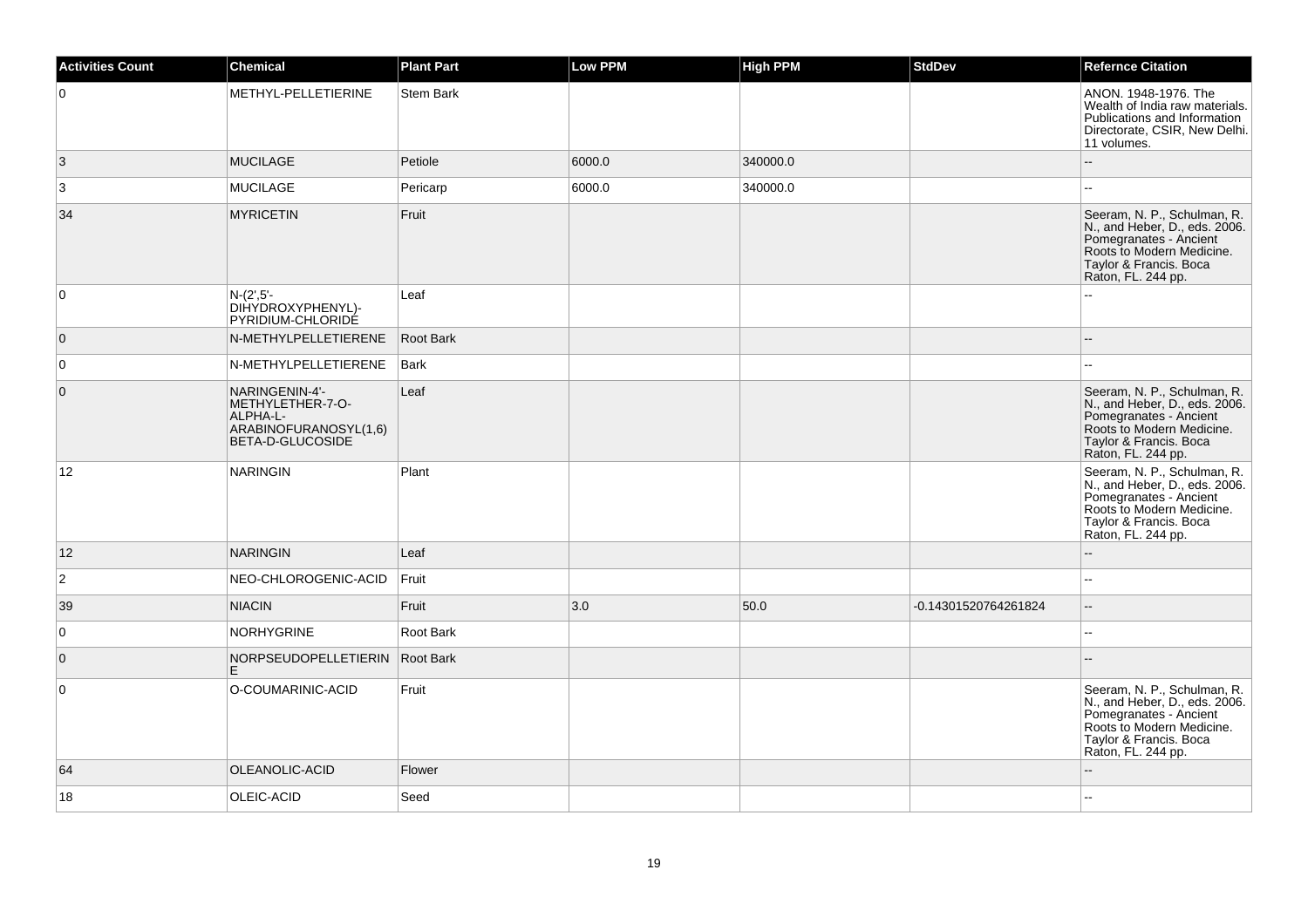| Activities Count | Chemical | Plant Part | Low PPM | High PPM | StdDev | Refernce Citation |
|---|---|---|---|---|---|---|
| 0 | METHYL-PELLETIERINE | Stem Bark | | | | ANON. 1948-1976. The Wealth of India raw materials. Publications and Information Directorate, CSIR, New Delhi. 11 volumes. |
| 3 | MUCILAGE | Petiole | 6000.0 | 340000.0 | | -- |
| 3 | MUCILAGE | Pericarp | 6000.0 | 340000.0 | | -- |
| 34 | MYRICETIN | Fruit | | | | Seeram, N. P., Schulman, R. N., and Heber, D., eds. 2006. Pomegranates - Ancient Roots to Modern Medicine. Taylor & Francis. Boca Raton, FL. 244 pp. |
| 0 | N-(2',5'-DIHYDROXYPHENYL)-PYRIDIUM-CHLORIDE | Leaf | | | | -- |
| 0 | N-METHYLPELLETIERENE | Root Bark | | | | -- |
| 0 | N-METHYLPELLETIERENE | Bark | | | | -- |
| 0 | NARINGENIN-4'-METHYLETHER-7-O-ALPHA-L-ARABINOFURANOSYL(1,6) BETA-D-GLUCOSIDE | Leaf | | | | Seeram, N. P., Schulman, R. N., and Heber, D., eds. 2006. Pomegranates - Ancient Roots to Modern Medicine. Taylor & Francis. Boca Raton, FL. 244 pp. |
| 12 | NARINGIN | Plant | | | | Seeram, N. P., Schulman, R. N., and Heber, D., eds. 2006. Pomegranates - Ancient Roots to Modern Medicine. Taylor & Francis. Boca Raton, FL. 244 pp. |
| 12 | NARINGIN | Leaf | | | | -- |
| 2 | NEO-CHLOROGENIC-ACID | Fruit | | | | -- |
| 39 | NIACIN | Fruit | 3.0 | 50.0 | -0.14301520764261824 | -- |
| 0 | NORHYGRINE | Root Bark | | | | -- |
| 0 | NORPSEUDOPELLETIERINE | Root Bark | | | | -- |
| 0 | O-COUMARINIC-ACID | Fruit | | | | Seeram, N. P., Schulman, R. N., and Heber, D., eds. 2006. Pomegranates - Ancient Roots to Modern Medicine. Taylor & Francis. Boca Raton, FL. 244 pp. |
| 64 | OLEANOLIC-ACID | Flower | | | | -- |
| 18 | OLEIC-ACID | Seed | | | | -- |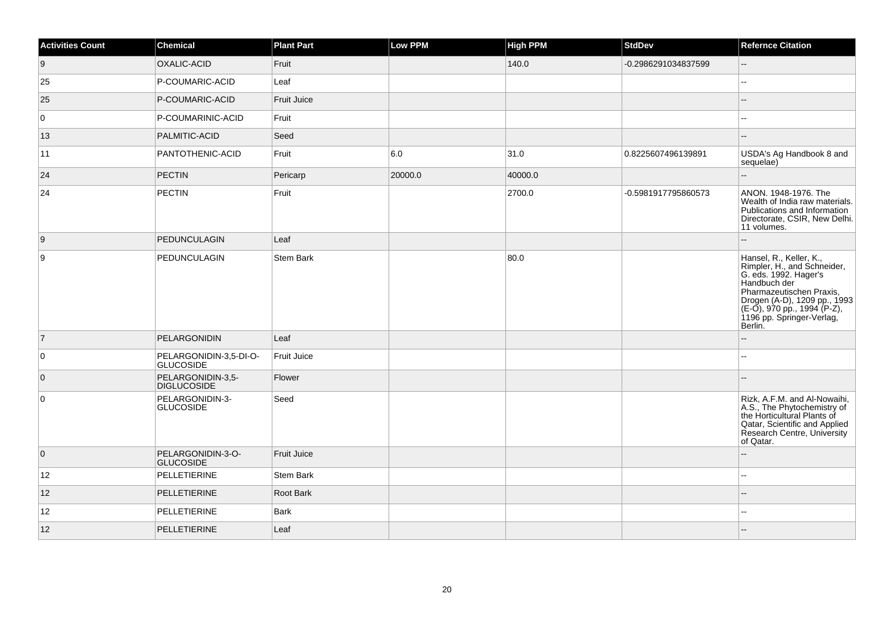| Activities Count | Chemical | Plant Part | Low PPM | High PPM | StdDev | Refernce Citation |
| --- | --- | --- | --- | --- | --- | --- |
| 9 | OXALIC-ACID | Fruit | | 140.0 | -0.2986291034837599 | -- |
| 25 | P-COUMARIC-ACID | Leaf | | | | -- |
| 25 | P-COUMARIC-ACID | Fruit Juice | | | | -- |
| 0 | P-COUMARINIC-ACID | Fruit | | | | -- |
| 13 | PALMITIC-ACID | Seed | | | | -- |
| 11 | PANTOTHENIC-ACID | Fruit | 6.0 | 31.0 | 0.8225607496139891 | USDA's Ag Handbook 8 and sequelae) |
| 24 | PECTIN | Pericarp | 20000.0 | 40000.0 | | -- |
| 24 | PECTIN | Fruit | | 2700.0 | -0.5981917795860573 | ANON. 1948-1976. The Wealth of India raw materials. Publications and Information Directorate, CSIR, New Delhi. 11 volumes. |
| 9 | PEDUNCULAGIN | Leaf | | | | -- |
| 9 | PEDUNCULAGIN | Stem Bark | | 80.0 | | Hansel, R., Keller, K., Rimpler, H., and Schneider, G. eds. 1992. Hager's Handbuch der Pharmazeutischen Praxis, Drogen (A-D), 1209 pp., 1993 (E-O), 970 pp., 1994 (P-Z), 1196 pp. Springer-Verlag, Berlin. |
| 7 | PELARGONIDIN | Leaf | | | | -- |
| 0 | PELARGONIDIN-3,5-DI-O-GLUCOSIDE | Fruit Juice | | | | -- |
| 0 | PELARGONIDIN-3,5-DIGLUCOSIDE | Flower | | | | -- |
| 0 | PELARGONIDIN-3-GLUCOSIDE | Seed | | | | Rizk, A.F.M. and Al-Nowaihi, A.S., The Phytochemistry of the Horticultural Plants of Qatar, Scientific and Applied Research Centre, University of Qatar. |
| 0 | PELARGONIDIN-3-O-GLUCOSIDE | Fruit Juice | | | | -- |
| 12 | PELLETIERINE | Stem Bark | | | | -- |
| 12 | PELLETIERINE | Root Bark | | | | -- |
| 12 | PELLETIERINE | Bark | | | | -- |
| 12 | PELLETIERINE | Leaf | | | | -- |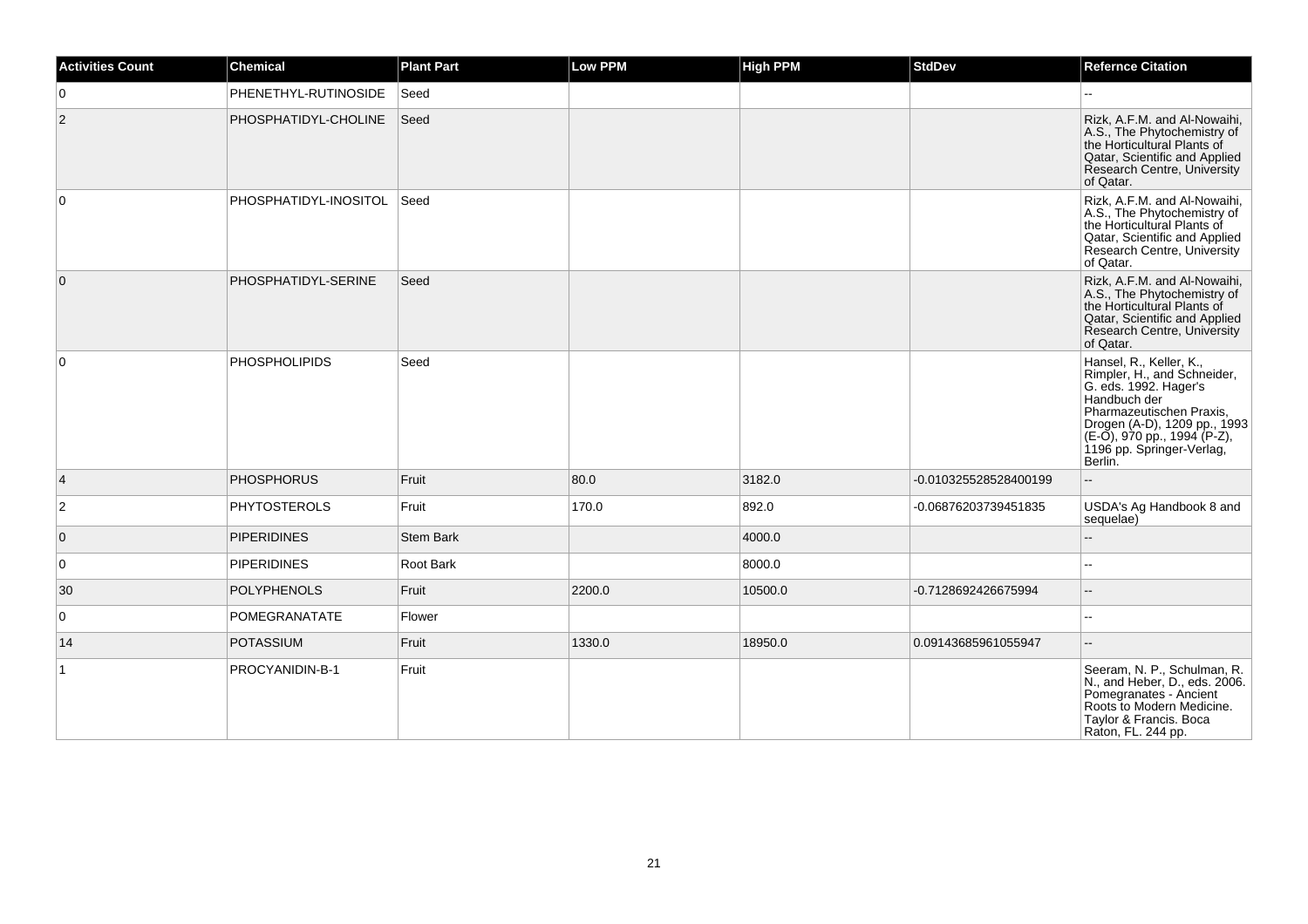| Activities Count | Chemical | Plant Part | Low PPM | High PPM | StdDev | Refernce Citation |
|---|---|---|---|---|---|---|
| 0 | PHENETHYL-RUTINOSIDE | Seed | | | | -- |
| 2 | PHOSPHATIDYL-CHOLINE | Seed | | | | Rizk, A.F.M. and Al-Nowaihi, A.S., The Phytochemistry of the Horticultural Plants of Qatar, Scientific and Applied Research Centre, University of Qatar. |
| 0 | PHOSPHATIDYL-INOSITOL | Seed | | | | Rizk, A.F.M. and Al-Nowaihi, A.S., The Phytochemistry of the Horticultural Plants of Qatar, Scientific and Applied Research Centre, University of Qatar. |
| 0 | PHOSPHATIDYL-SERINE | Seed | | | | Rizk, A.F.M. and Al-Nowaihi, A.S., The Phytochemistry of the Horticultural Plants of Qatar, Scientific and Applied Research Centre, University of Qatar. |
| 0 | PHOSPHOLIPIDS | Seed | | | | Hansel, R., Keller, K., Rimpler, H., and Schneider, G. eds. 1992. Hager's Handbuch der Pharmazeutischen Praxis, Drogen (A-D), 1209 pp., 1993 (E-O), 970 pp., 1994 (P-Z), 1196 pp. Springer-Verlag, Berlin. |
| 4 | PHOSPHORUS | Fruit | 80.0 | 3182.0 | -0.010325528528400199 | -- |
| 2 | PHYTOSTEROLS | Fruit | 170.0 | 892.0 | -0.06876203739451835 | USDA's Ag Handbook 8 and sequelae) |
| 0 | PIPERIDINES | Stem Bark | | 4000.0 | | -- |
| 0 | PIPERIDINES | Root Bark | | 8000.0 | | -- |
| 30 | POLYPHENOLS | Fruit | 2200.0 | 10500.0 | -0.7128692426675994 | -- |
| 0 | POMEGRANATATE | Flower | | | | -- |
| 14 | POTASSIUM | Fruit | 1330.0 | 18950.0 | 0.09143685961055947 | -- |
| 1 | PROCYANIDIN-B-1 | Fruit | | | | Seeram, N. P., Schulman, R. N., and Heber, D., eds. 2006. Pomegranates - Ancient Roots to Modern Medicine. Taylor & Francis. Boca Raton, FL. 244 pp. |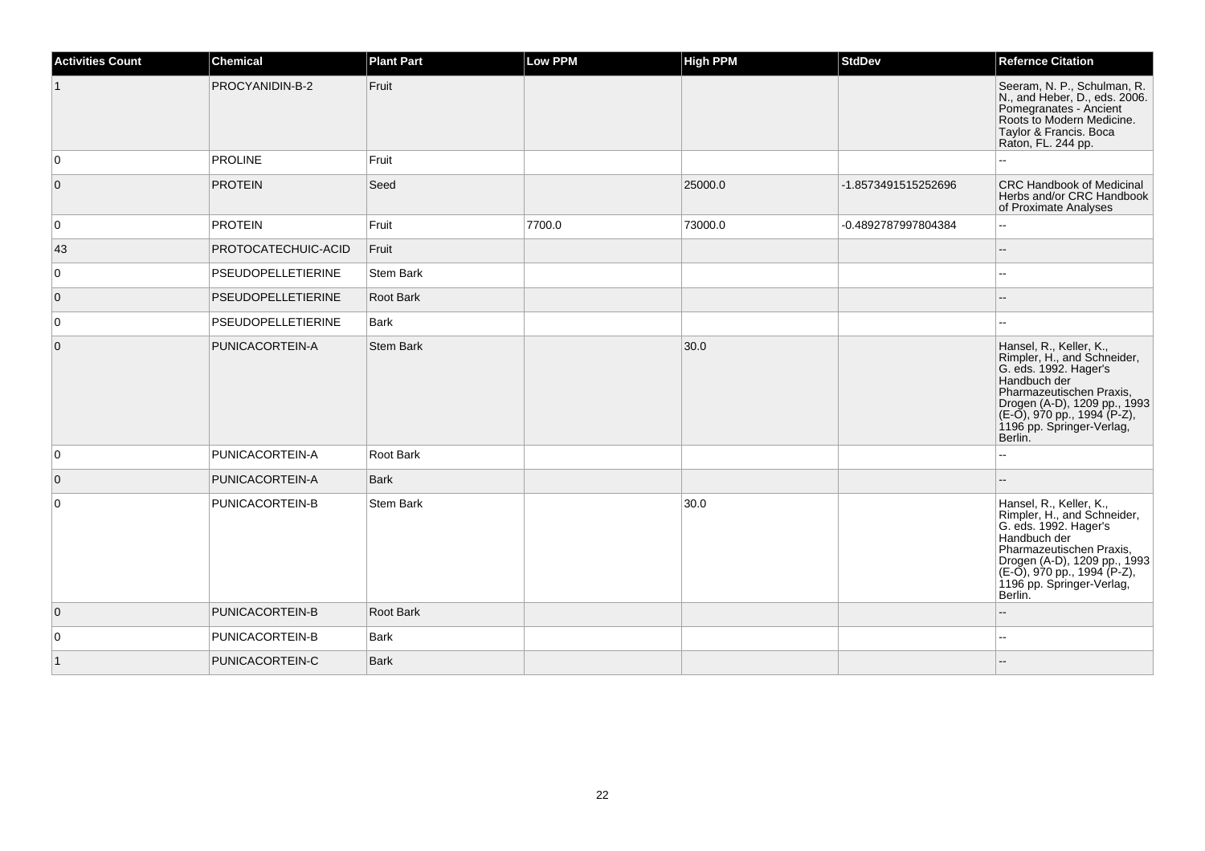| Activities Count | Chemical | Plant Part | Low PPM | High PPM | StdDev | Refernce Citation |
|---|---|---|---|---|---|---|
| 1 | PROCYANIDIN-B-2 | Fruit | | | | Seeram, N. P., Schulman, R. N., and Heber, D., eds. 2006. Pomegranates - Ancient Roots to Modern Medicine. Taylor & Francis. Boca Raton, FL. 244 pp. |
| 0 | PROLINE | Fruit | | | | -- |
| 0 | PROTEIN | Seed | | 25000.0 | -1.8573491515252696 | CRC Handbook of Medicinal Herbs and/or CRC Handbook of Proximate Analyses |
| 0 | PROTEIN | Fruit | 7700.0 | 73000.0 | -0.4892787997804384 | -- |
| 43 | PROTOCATECHUIC-ACID | Fruit | | | | -- |
| 0 | PSEUDOPELLETIERINE | Stem Bark | | | | -- |
| 0 | PSEUDOPELLETIERINE | Root Bark | | | | -- |
| 0 | PSEUDOPELLETIERINE | Bark | | | | -- |
| 0 | PUNICACORTEIN-A | Stem Bark | | 30.0 | | Hansel, R., Keller, K., Rimpler, H., and Schneider, G. eds. 1992. Hager's Handbuch der Pharmazeutischen Praxis, Drogen (A-D), 1209 pp., 1993 (E-O), 970 pp., 1994 (P-Z), 1196 pp. Springer-Verlag, Berlin. |
| 0 | PUNICACORTEIN-A | Root Bark | | | | -- |
| 0 | PUNICACORTEIN-A | Bark | | | | -- |
| 0 | PUNICACORTEIN-B | Stem Bark | | 30.0 | | Hansel, R., Keller, K., Rimpler, H., and Schneider, G. eds. 1992. Hager's Handbuch der Pharmazeutischen Praxis, Drogen (A-D), 1209 pp., 1993 (E-O), 970 pp., 1994 (P-Z), 1196 pp. Springer-Verlag, Berlin. |
| 0 | PUNICACORTEIN-B | Root Bark | | | | -- |
| 0 | PUNICACORTEIN-B | Bark | | | | -- |
| 1 | PUNICACORTEIN-C | Bark | | | | -- |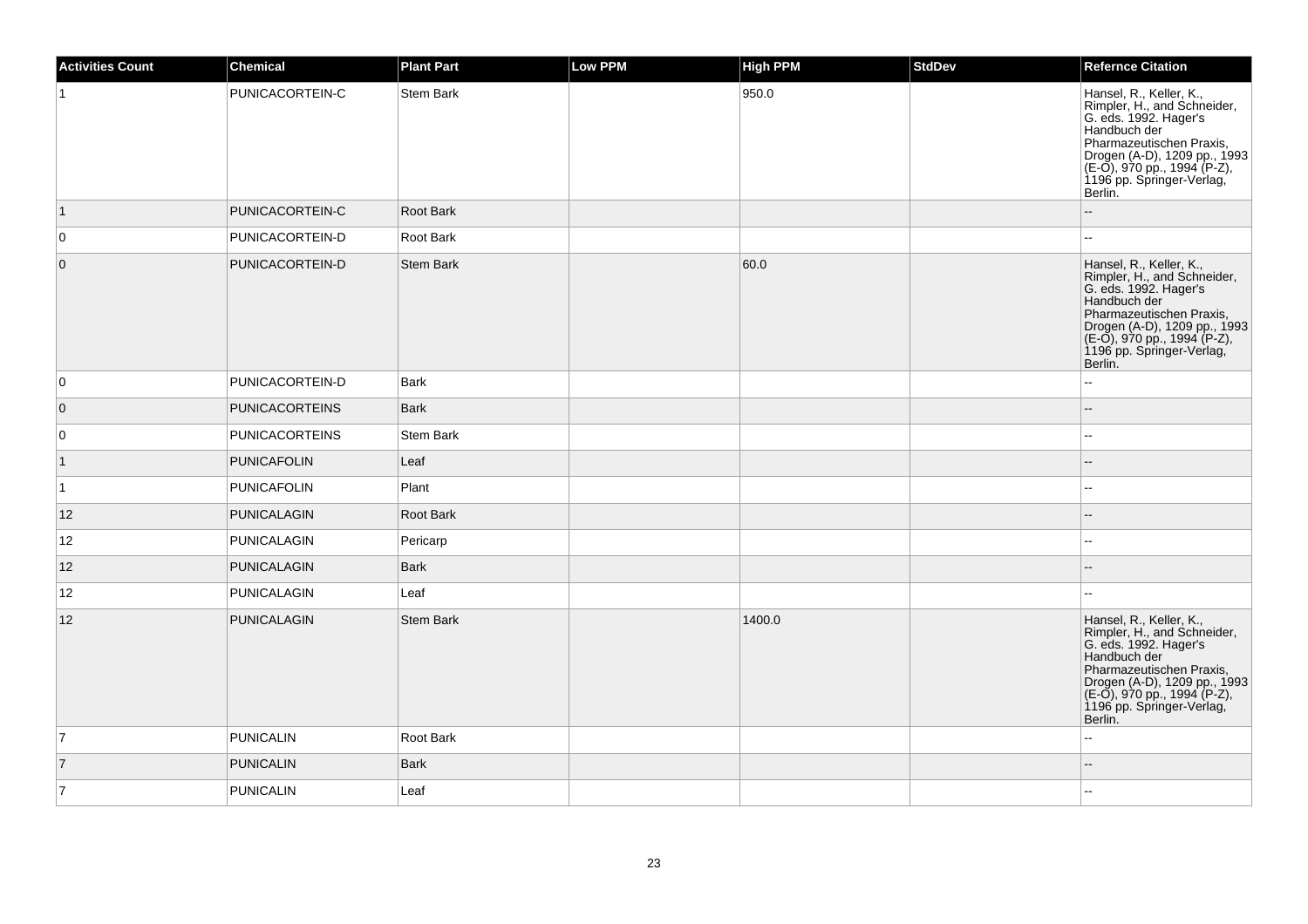| Activities Count | Chemical | Plant Part | Low PPM | High PPM | StdDev | Refernce Citation |
|---|---|---|---|---|---|---|
| 1 | PUNICACORTEIN-C | Stem Bark | | 950.0 | | Hansel, R., Keller, K., Rimpler, H., and Schneider, G. eds. 1992. Hager's Handbuch der Pharmazeutischen Praxis, Drogen (A-D), 1209 pp., 1993 (E-O), 970 pp., 1994 (P-Z), 1196 pp. Springer-Verlag, Berlin. |
| 1 | PUNICACORTEIN-C | Root Bark | | | | -- |
| 0 | PUNICACORTEIN-D | Root Bark | | | | -- |
| 0 | PUNICACORTEIN-D | Stem Bark | | 60.0 | | Hansel, R., Keller, K., Rimpler, H., and Schneider, G. eds. 1992. Hager's Handbuch der Pharmazeutischen Praxis, Drogen (A-D), 1209 pp., 1993 (E-O), 970 pp., 1994 (P-Z), 1196 pp. Springer-Verlag, Berlin. |
| 0 | PUNICACORTEIN-D | Bark | | | | -- |
| 0 | PUNICACORTEINS | Bark | | | | -- |
| 0 | PUNICACORTEINS | Stem Bark | | | | -- |
| 1 | PUNICAFOLIN | Leaf | | | | -- |
| 1 | PUNICAFOLIN | Plant | | | | -- |
| 12 | PUNICALAGIN | Root Bark | | | | -- |
| 12 | PUNICALAGIN | Pericarp | | | | -- |
| 12 | PUNICALAGIN | Bark | | | | -- |
| 12 | PUNICALAGIN | Leaf | | | | -- |
| 12 | PUNICALAGIN | Stem Bark | | 1400.0 | | Hansel, R., Keller, K., Rimpler, H., and Schneider, G. eds. 1992. Hager's Handbuch der Pharmazeutischen Praxis, Drogen (A-D), 1209 pp., 1993 (E-O), 970 pp., 1994 (P-Z), 1196 pp. Springer-Verlag, Berlin. |
| 7 | PUNICALIN | Root Bark | | | | -- |
| 7 | PUNICALIN | Bark | | | | -- |
| 7 | PUNICALIN | Leaf | | | | -- |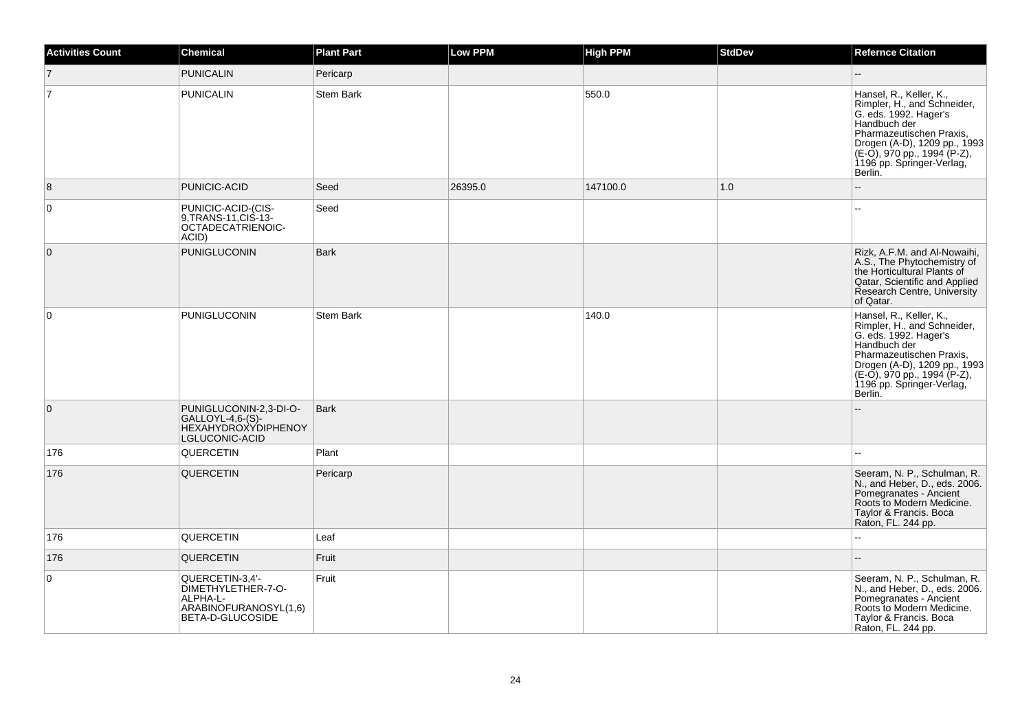| Activities Count | Chemical | Plant Part | Low PPM | High PPM | StdDev | Refernce Citation |
|---|---|---|---|---|---|---|
| 7 | PUNICALIN | Pericarp | | | | -- |
| 7 | PUNICALIN | Stem Bark | | 550.0 | | Hansel, R., Keller, K., Rimpler, H., and Schneider, G. eds. 1992. Hager's Handbuch der Pharmazeutischen Praxis, Drogen (A-D), 1209 pp., 1993 (E-O), 970 pp., 1994 (P-Z), 1196 pp. Springer-Verlag, Berlin. |
| 8 | PUNICIC-ACID | Seed | 26395.0 | 147100.0 | 1.0 | -- |
| 0 | PUNICIC-ACID-(CIS-9,TRANS-11,CIS-13-OCTADECATRIENOIC-ACID) | Seed | | | | -- |
| 0 | PUNIGLUCONIN | Bark | | | | Rizk, A.F.M. and Al-Nowaihi, A.S., The Phytochemistry of the Horticultural Plants of Qatar, Scientific and Applied Research Centre, University of Qatar. |
| 0 | PUNIGLUCONIN | Stem Bark | | 140.0 | | Hansel, R., Keller, K., Rimpler, H., and Schneider, G. eds. 1992. Hager's Handbuch der Pharmazeutischen Praxis, Drogen (A-D), 1209 pp., 1993 (E-O), 970 pp., 1994 (P-Z), 1196 pp. Springer-Verlag, Berlin. |
| 0 | PUNIGLUCONIN-2,3-DI-O-GALLOYL-4,6-(S)-HEXAHYDROXYDIPHENOYLGLUCONIC-ACID | Bark | | | | -- |
| 176 | QUERCETIN | Plant | | | | -- |
| 176 | QUERCETIN | Pericarp | | | | Seeram, N. P., Schulman, R. N., and Heber, D., eds. 2006. Pomegranates - Ancient Roots to Modern Medicine. Taylor & Francis. Boca Raton, FL. 244 pp. |
| 176 | QUERCETIN | Leaf | | | | -- |
| 176 | QUERCETIN | Fruit | | | | -- |
| 0 | QUERCETIN-3,4'-DIMETHYLETHER-7-O-ALPHA-L-ARABINOFURANOSYL(1,6)BETA-D-GLUCOSIDE | Fruit | | | | Seeram, N. P., Schulman, R. N., and Heber, D., eds. 2006. Pomegranates - Ancient Roots to Modern Medicine. Taylor & Francis. Boca Raton, FL. 244 pp. |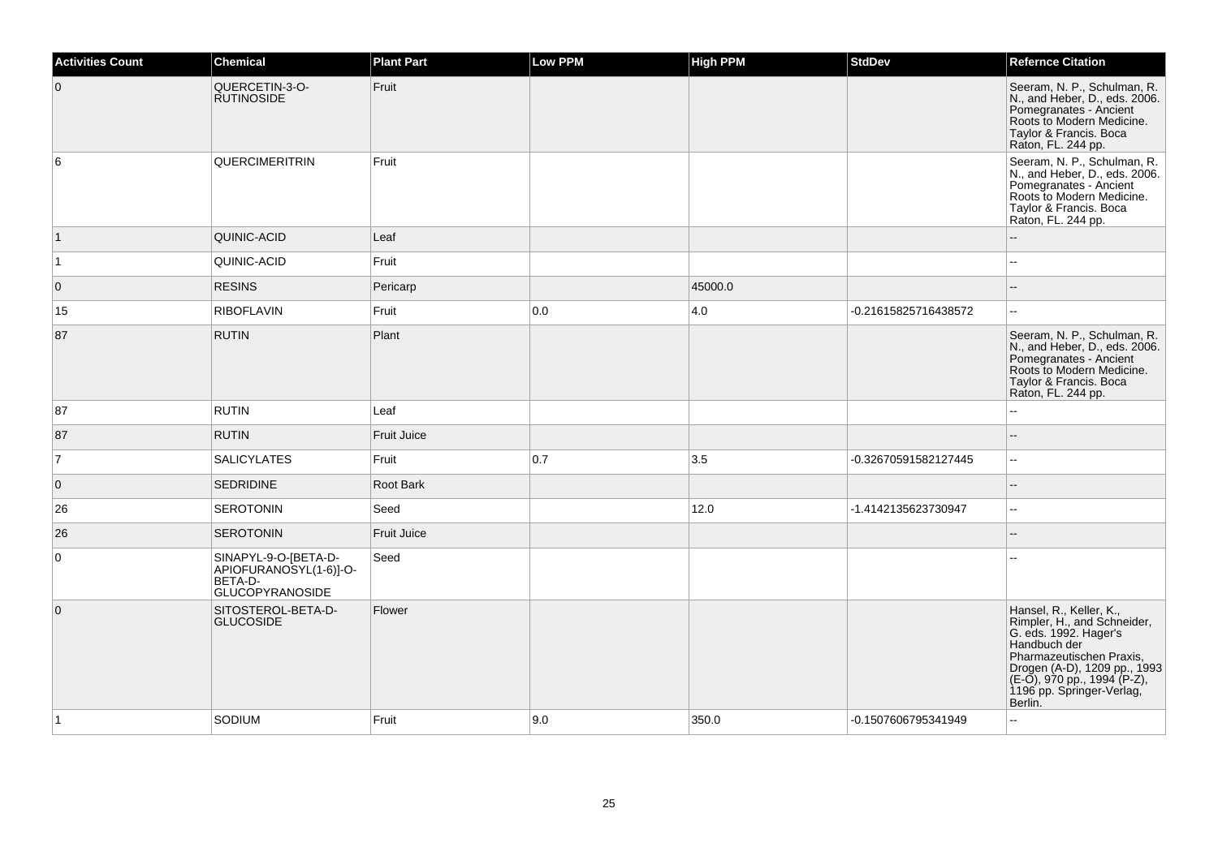| Activities Count | Chemical | Plant Part | Low PPM | High PPM | StdDev | Refernce Citation |
|---|---|---|---|---|---|---|
| 0 | QUERCETIN-3-O-RUTINOSIDE | Fruit | | | | Seeram, N. P., Schulman, R. N., and Heber, D., eds. 2006. Pomegranates - Ancient Roots to Modern Medicine. Taylor & Francis. Boca Raton, FL. 244 pp. |
| 6 | QUERCIMERITRIN | Fruit | | | | Seeram, N. P., Schulman, R. N., and Heber, D., eds. 2006. Pomegranates - Ancient Roots to Modern Medicine. Taylor & Francis. Boca Raton, FL. 244 pp. |
| 1 | QUINIC-ACID | Leaf | | | | -- |
| 1 | QUINIC-ACID | Fruit | | | | -- |
| 0 | RESINS | Pericarp | | 45000.0 | | -- |
| 15 | RIBOFLAVIN | Fruit | 0.0 | 4.0 | -0.21615825716438572 | -- |
| 87 | RUTIN | Plant | | | | Seeram, N. P., Schulman, R. N., and Heber, D., eds. 2006. Pomegranates - Ancient Roots to Modern Medicine. Taylor & Francis. Boca Raton, FL. 244 pp. |
| 87 | RUTIN | Leaf | | | | -- |
| 87 | RUTIN | Fruit Juice | | | | -- |
| 7 | SALICYLATES | Fruit | 0.7 | 3.5 | -0.32670591582127445 | -- |
| 0 | SEDRIDINE | Root Bark | | | | -- |
| 26 | SEROTONIN | Seed | | 12.0 | -1.4142135623730947 | -- |
| 26 | SEROTONIN | Fruit Juice | | | | -- |
| 0 | SINAPYL-9-O-[BETA-D-APIOFURANOSYL(1-6)]-O-BETA-D-GLUCOPYRANOSIDE | Seed | | | | -- |
| 0 | SITOSTEROL-BETA-D-GLUCOSIDE | Flower | | | | Hansel, R., Keller, K., Rimpler, H., and Schneider, G. eds. 1992. Hager's Handbuch der Pharmazeutischen Praxis, Drogen (A-D), 1209 pp., 1993 (E-O), 970 pp., 1994 (P-Z), 1196 pp. Springer-Verlag, Berlin. |
| 1 | SODIUM | Fruit | 9.0 | 350.0 | -0.1507606795341949 | -- |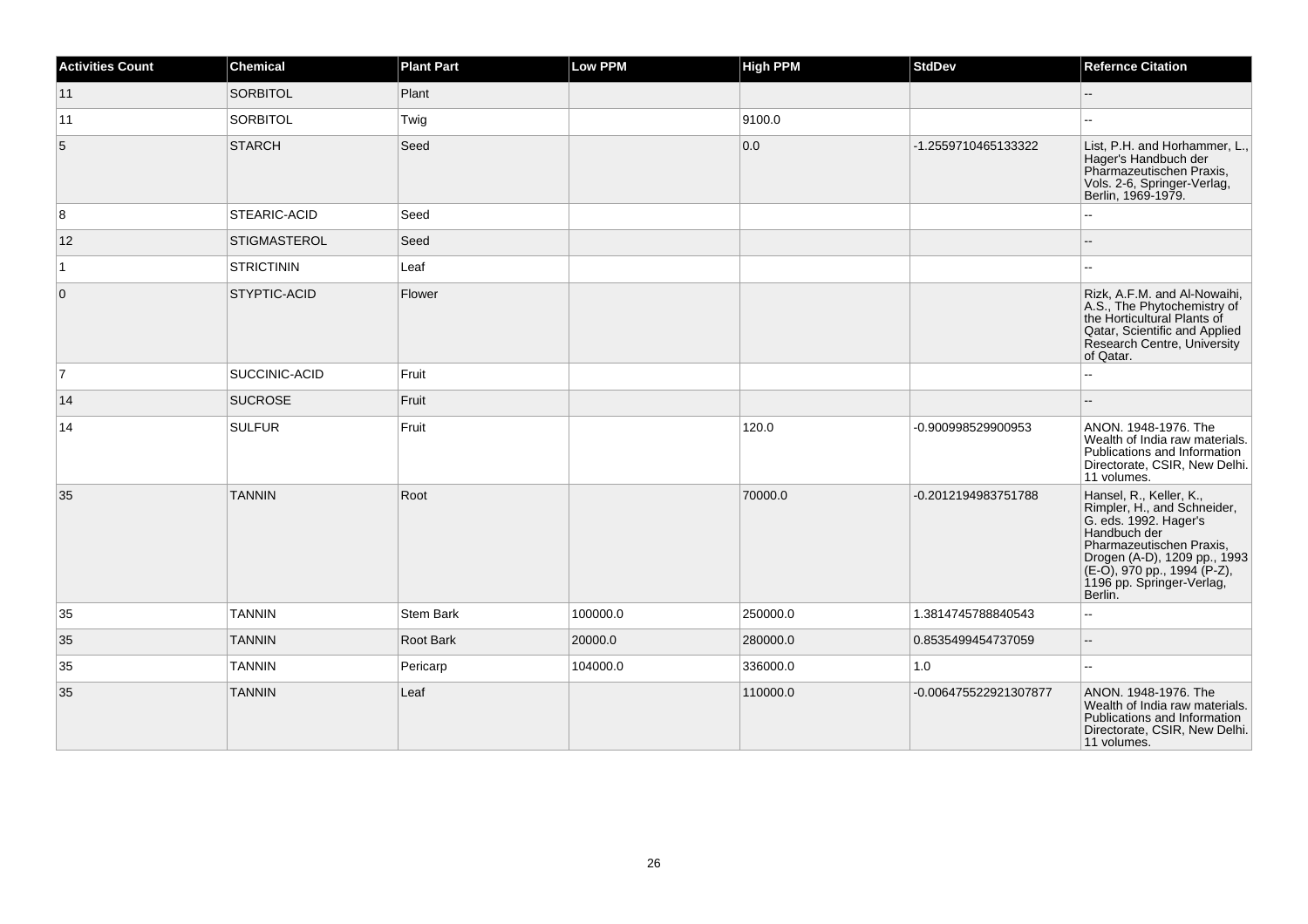| Activities Count | Chemical | Plant Part | Low PPM | High PPM | StdDev | Refernce Citation |
|---|---|---|---|---|---|---|
| 11 | SORBITOL | Plant | | | | -- |
| 11 | SORBITOL | Twig | | 9100.0 | | -- |
| 5 | STARCH | Seed | | 0.0 | -1.2559710465133322 | List, P.H. and Horhammer, L., Hager's Handbuch der Pharmazeutischen Praxis, Vols. 2-6, Springer-Verlag, Berlin, 1969-1979. |
| 8 | STEARIC-ACID | Seed | | | | -- |
| 12 | STIGMASTEROL | Seed | | | | -- |
| 1 | STRICTININ | Leaf | | | | -- |
| 0 | STYPTIC-ACID | Flower | | | | Rizk, A.F.M. and Al-Nowaihi, A.S., The Phytochemistry of the Horticultural Plants of Qatar, Scientific and Applied Research Centre, University of Qatar. |
| 7 | SUCCINIC-ACID | Fruit | | | | -- |
| 14 | SUCROSE | Fruit | | | | -- |
| 14 | SULFUR | Fruit | | 120.0 | -0.900998529900953 | ANON. 1948-1976. The Wealth of India raw materials. Publications and Information Directorate, CSIR, New Delhi. 11 volumes. |
| 35 | TANNIN | Root | | 70000.0 | -0.2012194983751788 | Hansel, R., Keller, K., Rimpler, H., and Schneider, G. eds. 1992. Hager's Handbuch der Pharmazeutischen Praxis, Drogen (A-D), 1209 pp., 1993 (E-O), 970 pp., 1994 (P-Z), 1196 pp. Springer-Verlag, Berlin. |
| 35 | TANNIN | Stem Bark | 100000.0 | 250000.0 | 1.3814745788840543 | -- |
| 35 | TANNIN | Root Bark | 20000.0 | 280000.0 | 0.8535499454737059 | -- |
| 35 | TANNIN | Pericarp | 104000.0 | 336000.0 | 1.0 | -- |
| 35 | TANNIN | Leaf | | 110000.0 | -0.006475522921307877 | ANON. 1948-1976. The Wealth of India raw materials. Publications and Information Directorate, CSIR, New Delhi. 11 volumes. |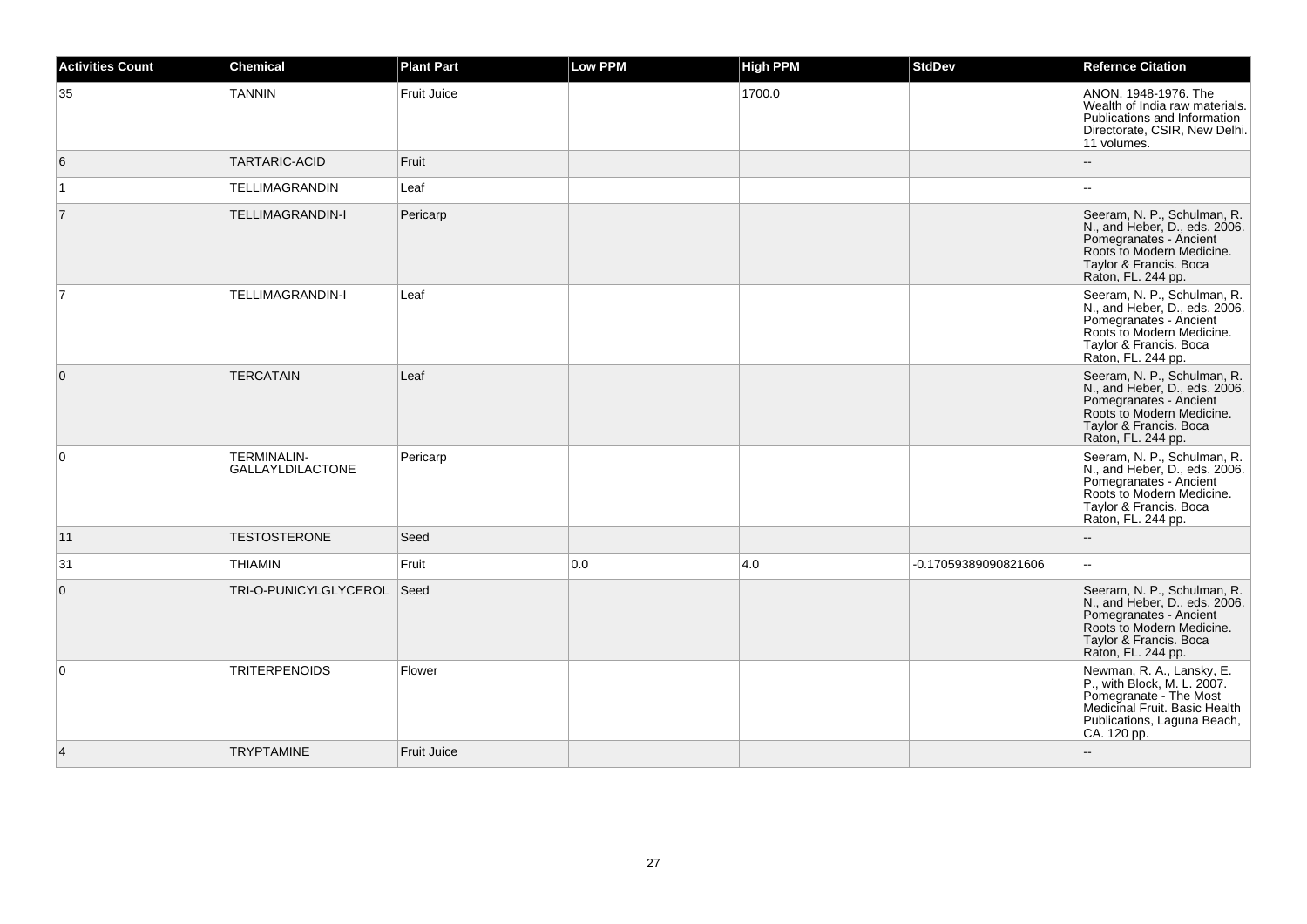| Activities Count | Chemical | Plant Part | Low PPM | High PPM | StdDev | Refernce Citation |
|---|---|---|---|---|---|---|
| 35 | TANNIN | Fruit Juice | | 1700.0 | | ANON. 1948-1976. The Wealth of India raw materials. Publications and Information Directorate, CSIR, New Delhi. 11 volumes. |
| 6 | TARTARIC-ACID | Fruit | | | | -- |
| 1 | TELLIMAGRANDIN | Leaf | | | | -- |
| 7 | TELLIMAGRANDIN-I | Pericarp | | | | Seeram, N. P., Schulman, R. N., and Heber, D., eds. 2006. Pomegranates - Ancient Roots to Modern Medicine. Taylor & Francis. Boca Raton, FL. 244 pp. |
| 7 | TELLIMAGRANDIN-I | Leaf | | | | Seeram, N. P., Schulman, R. N., and Heber, D., eds. 2006. Pomegranates - Ancient Roots to Modern Medicine. Taylor & Francis. Boca Raton, FL. 244 pp. |
| 0 | TERCATAIN | Leaf | | | | Seeram, N. P., Schulman, R. N., and Heber, D., eds. 2006. Pomegranates - Ancient Roots to Modern Medicine. Taylor & Francis. Boca Raton, FL. 244 pp. |
| 0 | TERMINALIN-GALLAYLDILACTONE | Pericarp | | | | Seeram, N. P., Schulman, R. N., and Heber, D., eds. 2006. Pomegranates - Ancient Roots to Modern Medicine. Taylor & Francis. Boca Raton, FL. 244 pp. |
| 11 | TESTOSTERONE | Seed | | | | -- |
| 31 | THIAMIN | Fruit | 0.0 | 4.0 | -0.17059389090821606 | -- |
| 0 | TRI-O-PUNICYLGLYCEROL | Seed | | | | Seeram, N. P., Schulman, R. N., and Heber, D., eds. 2006. Pomegranates - Ancient Roots to Modern Medicine. Taylor & Francis. Boca Raton, FL. 244 pp. |
| 0 | TRITERPENOIDS | Flower | | | | Newman, R. A., Lansky, E. P., with Block, M. L. 2007. Pomegranate - The Most Medicinal Fruit. Basic Health Publications, Laguna Beach, CA. 120 pp. |
| 4 | TRYPTAMINE | Fruit Juice | | | | -- |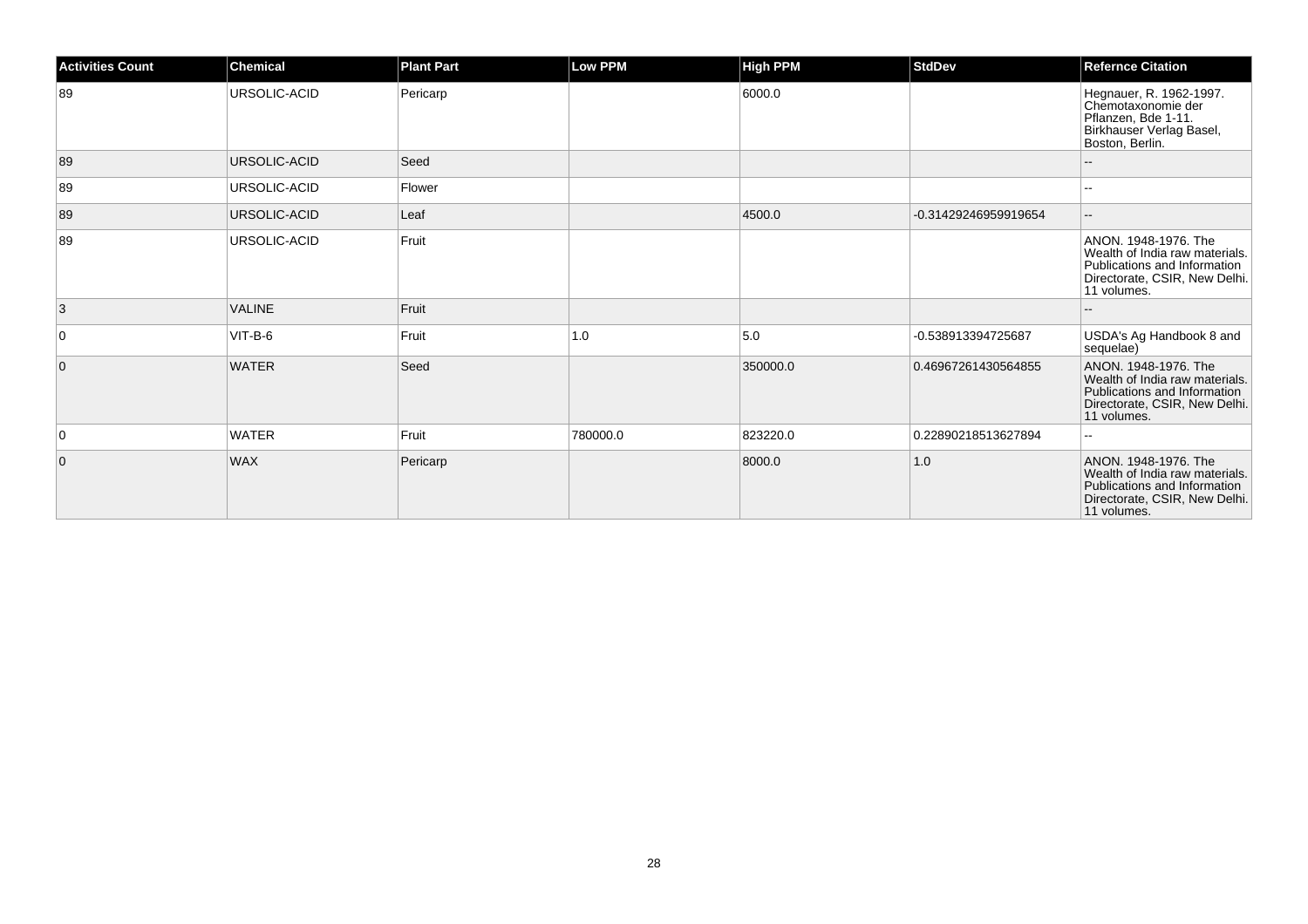| Activities Count | Chemical | Plant Part | Low PPM | High PPM | StdDev | Refernce Citation |
|---|---|---|---|---|---|---|
| 89 | URSOLIC-ACID | Pericarp | | 6000.0 | | Hegnauer, R. 1962-1997. Chemotaxonomie der Pflanzen, Bde 1-11. Birkhauser Verlag Basel, Boston, Berlin. |
| 89 | URSOLIC-ACID | Seed | | | | -- |
| 89 | URSOLIC-ACID | Flower | | | | -- |
| 89 | URSOLIC-ACID | Leaf | | 4500.0 | -0.31429246959919654 | -- |
| 89 | URSOLIC-ACID | Fruit | | | | ANON. 1948-1976. The Wealth of India raw materials. Publications and Information Directorate, CSIR, New Delhi. 11 volumes. |
| 3 | VALINE | Fruit | | | | -- |
| 0 | VIT-B-6 | Fruit | 1.0 | 5.0 | -0.538913394725687 | USDA's Ag Handbook 8 and sequelae) |
| 0 | WATER | Seed | | 350000.0 | 0.46967261430564855 | ANON. 1948-1976. The Wealth of India raw materials. Publications and Information Directorate, CSIR, New Delhi. 11 volumes. |
| 0 | WATER | Fruit | 780000.0 | 823220.0 | 0.22890218513627894 | -- |
| 0 | WAX | Pericarp | | 8000.0 | 1.0 | ANON. 1948-1976. The Wealth of India raw materials. Publications and Information Directorate, CSIR, New Delhi. 11 volumes. |